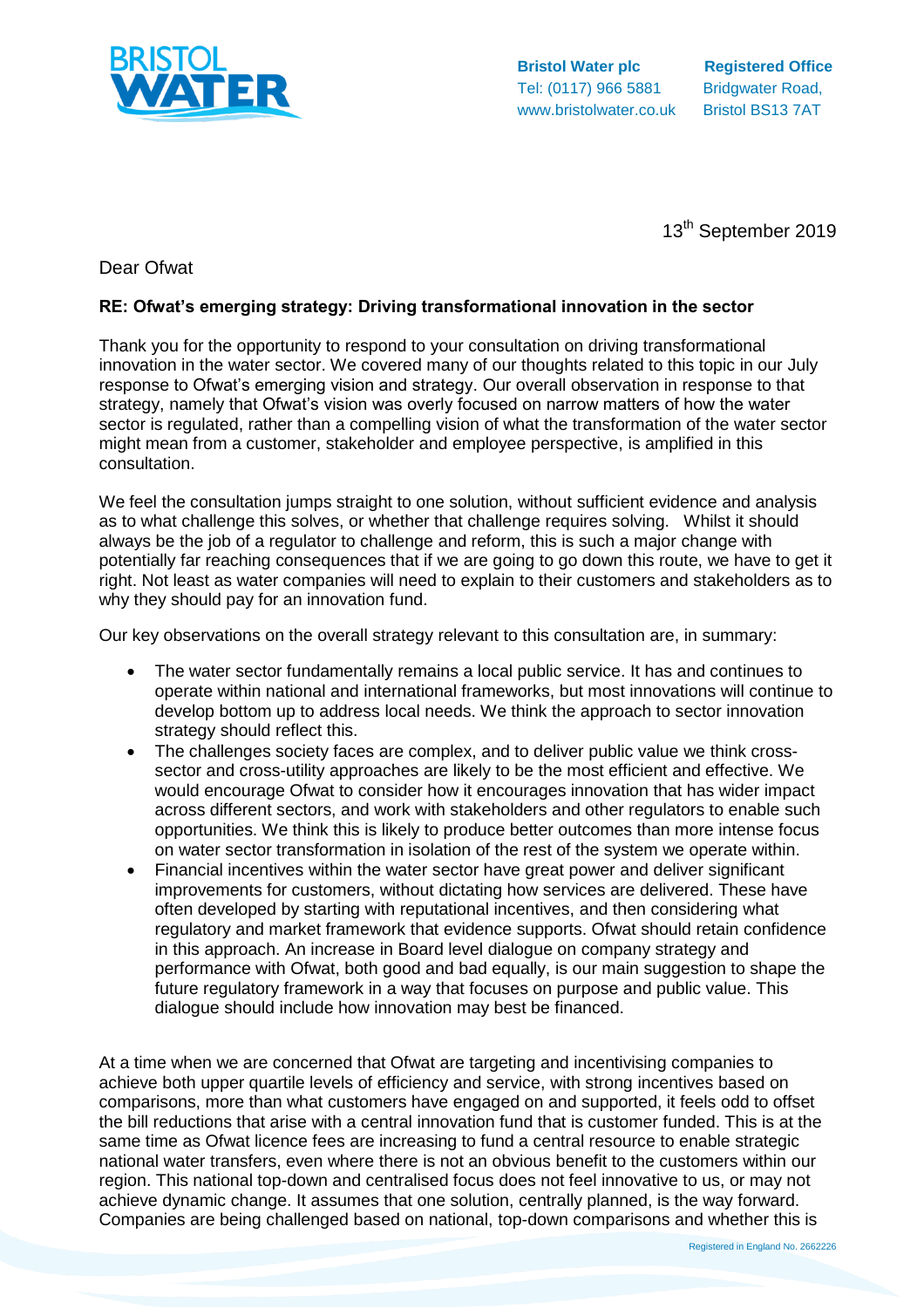**Bristol Water plc**
Tel: (0117) 966 5881
www.bristolwater.co.uk

**Registered Office**
Bridgwater Road,
Bristol BS13 7AT

13th September 2019

Dear Ofwat

**RE: Ofwat's emerging strategy: Driving transformational innovation in the sector**

Thank you for the opportunity to respond to your consultation on driving transformational innovation in the water sector. We covered many of our thoughts related to this topic in our July response to Ofwat's emerging vision and strategy. Our overall observation in response to that strategy, namely that Ofwat's vision was overly focused on narrow matters of how the water sector is regulated, rather than a compelling vision of what the transformation of the water sector might mean from a customer, stakeholder and employee perspective, is amplified in this consultation.

We feel the consultation jumps straight to one solution, without sufficient evidence and analysis as to what challenge this solves, or whether that challenge requires solving. Whilst it should always be the job of a regulator to challenge and reform, this is such a major change with potentially far reaching consequences that if we are going to go down this route, we have to get it right. Not least as water companies will need to explain to their customers and stakeholders as to why they should pay for an innovation fund.

Our key observations on the overall strategy relevant to this consultation are, in summary:

- The water sector fundamentally remains a local public service. It has and continues to operate within national and international frameworks, but most innovations will continue to develop bottom up to address local needs. We think the approach to sector innovation strategy should reflect this.
- The challenges society faces are complex, and to deliver public value we think cross-sector and cross-utility approaches are likely to be the most efficient and effective. We would encourage Ofwat to consider how it encourages innovation that has wider impact across different sectors, and work with stakeholders and other regulators to enable such opportunities. We think this is likely to produce better outcomes than more intense focus on water sector transformation in isolation of the rest of the system we operate within.
- Financial incentives within the water sector have great power and deliver significant improvements for customers, without dictating how services are delivered. These have often developed by starting with reputational incentives, and then considering what regulatory and market framework that evidence supports. Ofwat should retain confidence in this approach. An increase in Board level dialogue on company strategy and performance with Ofwat, both good and bad equally, is our main suggestion to shape the future regulatory framework in a way that focuses on purpose and public value. This dialogue should include how innovation may best be financed.

At a time when we are concerned that Ofwat are targeting and incentivising companies to achieve both upper quartile levels of efficiency and service, with strong incentives based on comparisons, more than what customers have engaged on and supported, it feels odd to offset the bill reductions that arise with a central innovation fund that is customer funded. This is at the same time as Ofwat licence fees are increasing to fund a central resource to enable strategic national water transfers, even where there is not an obvious benefit to the customers within our region. This national top-down and centralised focus does not feel innovative to us, or may not achieve dynamic change. It assumes that one solution, centrally planned, is the way forward. Companies are being challenged based on national, top-down comparisons and whether this is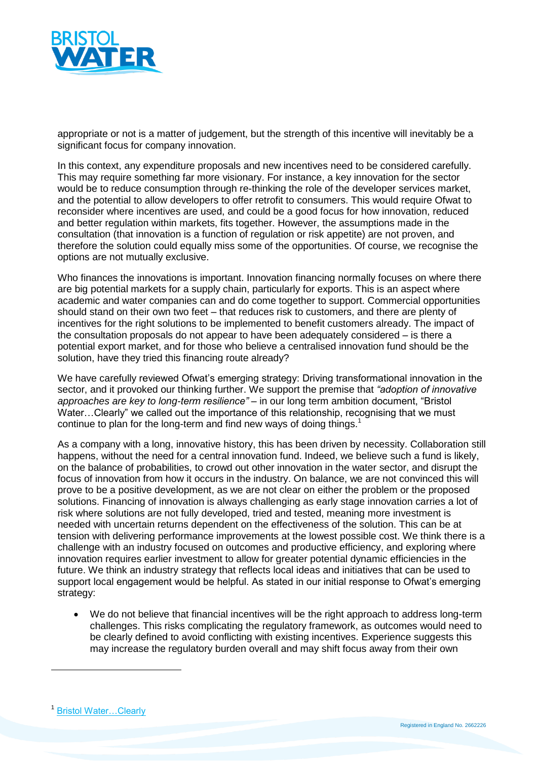appropriate or not is a matter of judgement, but the strength of this incentive will inevitably be a significant focus for company innovation.

In this context, any expenditure proposals and new incentives need to be considered carefully. This may require something far more visionary. For instance, a key innovation for the sector would be to reduce consumption through re-thinking the role of the developer services market, and the potential to allow developers to offer retrofit to consumers. This would require Ofwat to reconsider where incentives are used, and could be a good focus for how innovation, reduced and better regulation within markets, fits together. However, the assumptions made in the consultation (that innovation is a function of regulation or risk appetite) are not proven, and therefore the solution could equally miss some of the opportunities. Of course, we recognise the options are not mutually exclusive.

Who finances the innovations is important. Innovation financing normally focuses on where there are big potential markets for a supply chain, particularly for exports. This is an aspect where academic and water companies can and do come together to support. Commercial opportunities should stand on their own two feet – that reduces risk to customers, and there are plenty of incentives for the right solutions to be implemented to benefit customers already. The impact of the consultation proposals do not appear to have been adequately considered – is there a potential export market, and for those who believe a centralised innovation fund should be the solution, have they tried this financing route already?

We have carefully reviewed Ofwat's emerging strategy: Driving transformational innovation in the sector, and it provoked our thinking further. We support the premise that *"adoption of innovative approaches are key to long-term resilience"* – in our long term ambition document, "Bristol Water…Clearly" we called out the importance of this relationship, recognising that we must continue to plan for the long-term and find new ways of doing things.[1]

As a company with a long, innovative history, this has been driven by necessity. Collaboration still happens, without the need for a central innovation fund. Indeed, we believe such a fund is likely, on the balance of probabilities, to crowd out other innovation in the water sector, and disrupt the focus of innovation from how it occurs in the industry. On balance, we are not convinced this will prove to be a positive development, as we are not clear on either the problem or the proposed solutions. Financing of innovation is always challenging as early stage innovation carries a lot of risk where solutions are not fully developed, tried and tested, meaning more investment is needed with uncertain returns dependent on the effectiveness of the solution. This can be at tension with delivering performance improvements at the lowest possible cost. We think there is a challenge with an industry focused on outcomes and productive efficiency, and exploring where innovation requires earlier investment to allow for greater potential dynamic efficiencies in the future. We think an industry strategy that reflects local ideas and initiatives that can be used to support local engagement would be helpful. As stated in our initial response to Ofwat's emerging strategy:

- We do not believe that financial incentives will be the right approach to address long-term challenges. This risks complicating the regulatory framework, as outcomes would need to be clearly defined to avoid conflicting with existing incentives. Experience suggests this may increase the regulatory burden overall and may shift focus away from their own

[1] Bristol Water…Clearly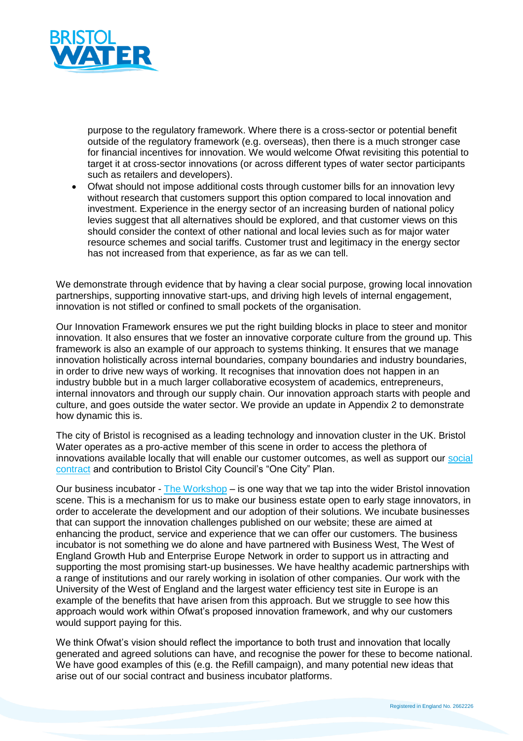purpose to the regulatory framework. Where there is a cross-sector or potential benefit outside of the regulatory framework (e.g. overseas), then there is a much stronger case for financial incentives for innovation. We would welcome Ofwat revisiting this potential to target it at cross-sector innovations (or across different types of water sector participants such as retailers and developers).

- Ofwat should not impose additional costs through customer bills for an innovation levy without research that customers support this option compared to local innovation and investment. Experience in the energy sector of an increasing burden of national policy levies suggest that all alternatives should be explored, and that customer views on this should consider the context of other national and local levies such as for major water resource schemes and social tariffs. Customer trust and legitimacy in the energy sector has not increased from that experience, as far as we can tell.

We demonstrate through evidence that by having a clear social purpose, growing local innovation partnerships, supporting innovative start-ups, and driving high levels of internal engagement, innovation is not stifled or confined to small pockets of the organisation.

Our Innovation Framework ensures we put the right building blocks in place to steer and monitor innovation. It also ensures that we foster an innovative corporate culture from the ground up. This framework is also an example of our approach to systems thinking. It ensures that we manage innovation holistically across internal boundaries, company boundaries and industry boundaries, in order to drive new ways of working. It recognises that innovation does not happen in an industry bubble but in a much larger collaborative ecosystem of academics, entrepreneurs, internal innovators and through our supply chain. Our innovation approach starts with people and culture, and goes outside the water sector. We provide an update in Appendix 2 to demonstrate how dynamic this is.

The city of Bristol is recognised as a leading technology and innovation cluster in the UK. Bristol Water operates as a pro-active member of this scene in order to access the plethora of innovations available locally that will enable our customer outcomes, as well as support our social contract and contribution to Bristol City Council's "One City" Plan.

Our business incubator - The Workshop – is one way that we tap into the wider Bristol innovation scene. This is a mechanism for us to make our business estate open to early stage innovators, in order to accelerate the development and our adoption of their solutions. We incubate businesses that can support the innovation challenges published on our website; these are aimed at enhancing the product, service and experience that we can offer our customers. The business incubator is not something we do alone and have partnered with Business West, The West of England Growth Hub and Enterprise Europe Network in order to support us in attracting and supporting the most promising start-up businesses. We have healthy academic partnerships with a range of institutions and our rarely working in isolation of other companies. Our work with the University of the West of England and the largest water efficiency test site in Europe is an example of the benefits that have arisen from this approach. But we struggle to see how this approach would work within Ofwat's proposed innovation framework, and why our customers would support paying for this.

We think Ofwat's vision should reflect the importance to both trust and innovation that locally generated and agreed solutions can have, and recognise the power for these to become national. We have good examples of this (e.g. the Refill campaign), and many potential new ideas that arise out of our social contract and business incubator platforms.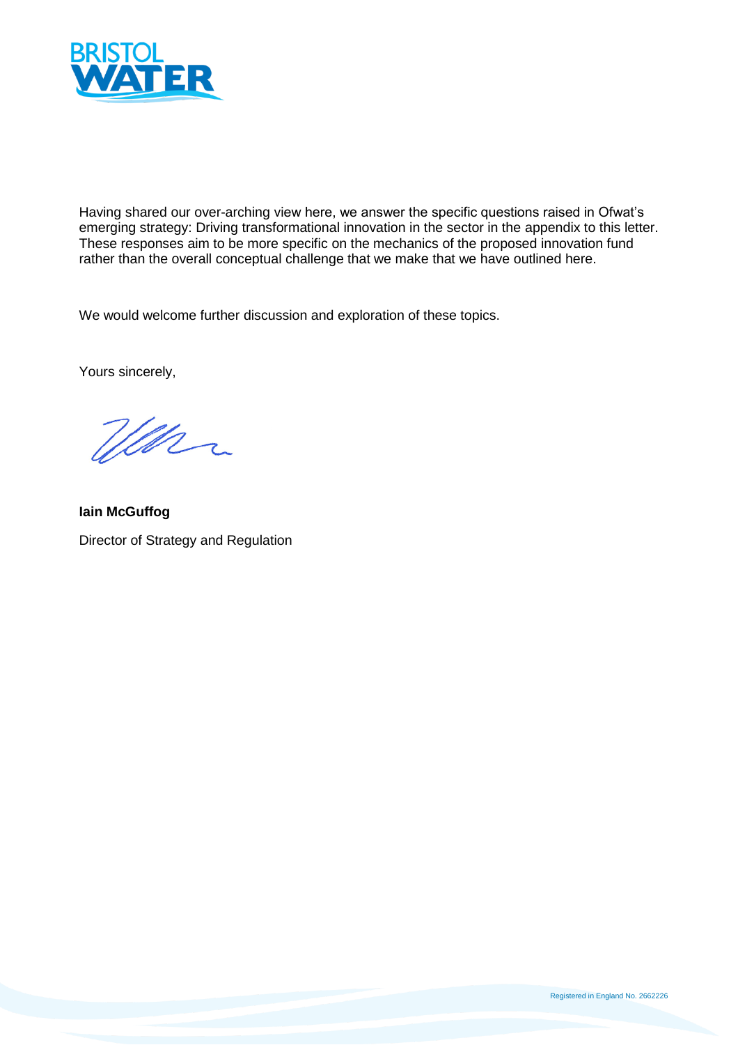Having shared our over-arching view here, we answer the specific questions raised in Ofwat's emerging strategy: Driving transformational innovation in the sector in the appendix to this letter. These responses aim to be more specific on the mechanics of the proposed innovation fund rather than the overall conceptual challenge that we make that we have outlined here.

We would welcome further discussion and exploration of these topics.

Yours sincerely,

**Iain McGuffog**

Director of Strategy and Regulation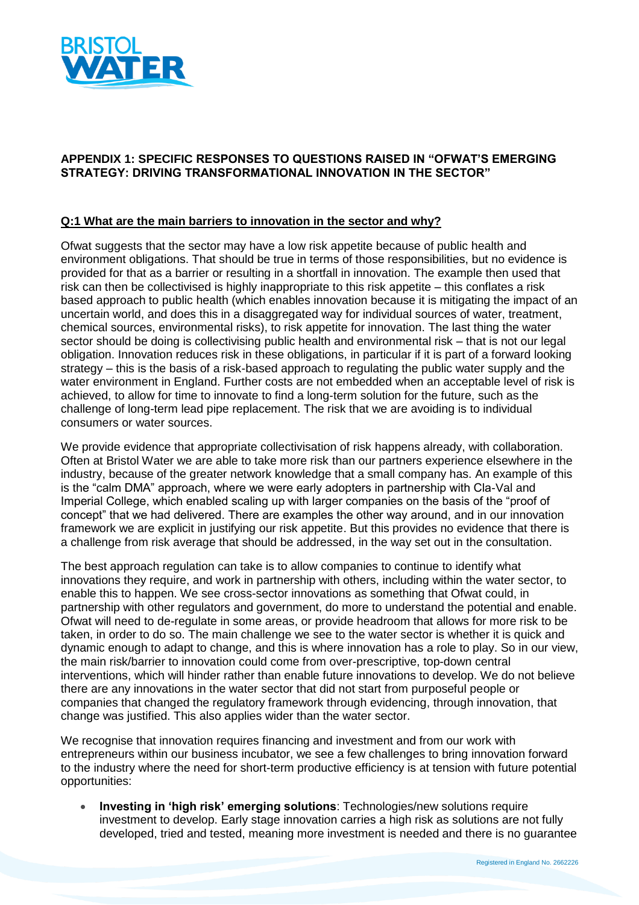## APPENDIX 1: SPECIFIC RESPONSES TO QUESTIONS RAISED IN "OFWAT'S EMERGING STRATEGY: DRIVING TRANSFORMATIONAL INNOVATION IN THE SECTOR"

### Q:1 What are the main barriers to innovation in the sector and why?

Ofwat suggests that the sector may have a low risk appetite because of public health and environment obligations. That should be true in terms of those responsibilities, but no evidence is provided for that as a barrier or resulting in a shortfall in innovation. The example then used that risk can then be collectivised is highly inappropriate to this risk appetite – this conflates a risk based approach to public health (which enables innovation because it is mitigating the impact of an uncertain world, and does this in a disaggregated way for individual sources of water, treatment, chemical sources, environmental risks), to risk appetite for innovation. The last thing the water sector should be doing is collectivising public health and environmental risk – that is not our legal obligation. Innovation reduces risk in these obligations, in particular if it is part of a forward looking strategy – this is the basis of a risk-based approach to regulating the public water supply and the water environment in England. Further costs are not embedded when an acceptable level of risk is achieved, to allow for time to innovate to find a long-term solution for the future, such as the challenge of long-term lead pipe replacement. The risk that we are avoiding is to individual consumers or water sources.

We provide evidence that appropriate collectivisation of risk happens already, with collaboration. Often at Bristol Water we are able to take more risk than our partners experience elsewhere in the industry, because of the greater network knowledge that a small company has. An example of this is the "calm DMA" approach, where we were early adopters in partnership with Cla-Val and Imperial College, which enabled scaling up with larger companies on the basis of the "proof of concept" that we had delivered. There are examples the other way around, and in our innovation framework we are explicit in justifying our risk appetite. But this provides no evidence that there is a challenge from risk average that should be addressed, in the way set out in the consultation.

The best approach regulation can take is to allow companies to continue to identify what innovations they require, and work in partnership with others, including within the water sector, to enable this to happen. We see cross-sector innovations as something that Ofwat could, in partnership with other regulators and government, do more to understand the potential and enable. Ofwat will need to de-regulate in some areas, or provide headroom that allows for more risk to be taken, in order to do so. The main challenge we see to the water sector is whether it is quick and dynamic enough to adapt to change, and this is where innovation has a role to play. So in our view, the main risk/barrier to innovation could come from over-prescriptive, top-down central interventions, which will hinder rather than enable future innovations to develop. We do not believe there are any innovations in the water sector that did not start from purposeful people or companies that changed the regulatory framework through evidencing, through innovation, that change was justified. This also applies wider than the water sector.

We recognise that innovation requires financing and investment and from our work with entrepreneurs within our business incubator, we see a few challenges to bring innovation forward to the industry where the need for short-term productive efficiency is at tension with future potential opportunities:

- **Investing in 'high risk' emerging solutions**: Technologies/new solutions require investment to develop. Early stage innovation carries a high risk as solutions are not fully developed, tried and tested, meaning more investment is needed and there is no guarantee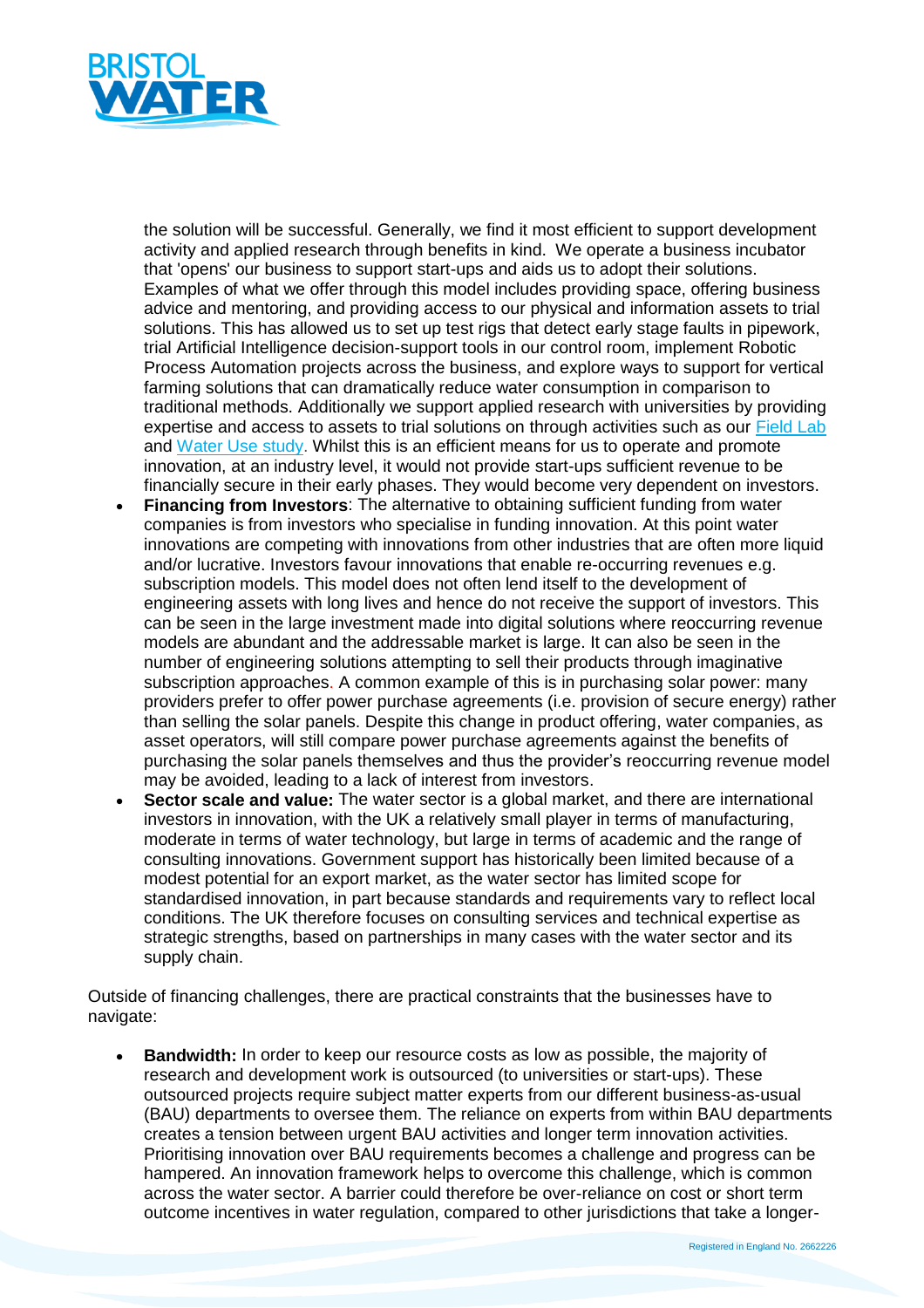the solution will be successful. Generally, we find it most efficient to support development activity and applied research through benefits in kind. We operate a business incubator that 'opens' our business to support start-ups and aids us to adopt their solutions. Examples of what we offer through this model includes providing space, offering business advice and mentoring, and providing access to our physical and information assets to trial solutions. This has allowed us to set up test rigs that detect early stage faults in pipework, trial Artificial Intelligence decision-support tools in our control room, implement Robotic Process Automation projects across the business, and explore ways to support for vertical farming solutions that can dramatically reduce water consumption in comparison to traditional methods. Additionally we support applied research with universities by providing expertise and access to assets to trial solutions on through activities such as our Field Lab and Water Use study. Whilst this is an efficient means for us to operate and promote innovation, at an industry level, it would not provide start-ups sufficient revenue to be financially secure in their early phases. They would become very dependent on investors.

- **Financing from Investors**: The alternative to obtaining sufficient funding from water companies is from investors who specialise in funding innovation. At this point water innovations are competing with innovations from other industries that are often more liquid and/or lucrative. Investors favour innovations that enable re-occurring revenues e.g. subscription models. This model does not often lend itself to the development of engineering assets with long lives and hence do not receive the support of investors. This can be seen in the large investment made into digital solutions where reoccurring revenue models are abundant and the addressable market is large. It can also be seen in the number of engineering solutions attempting to sell their products through imaginative subscription approaches. A common example of this is in purchasing solar power: many providers prefer to offer power purchase agreements (i.e. provision of secure energy) rather than selling the solar panels. Despite this change in product offering, water companies, as asset operators, will still compare power purchase agreements against the benefits of purchasing the solar panels themselves and thus the provider's reoccurring revenue model may be avoided, leading to a lack of interest from investors.
- **Sector scale and value:** The water sector is a global market, and there are international investors in innovation, with the UK a relatively small player in terms of manufacturing, moderate in terms of water technology, but large in terms of academic and the range of consulting innovations. Government support has historically been limited because of a modest potential for an export market, as the water sector has limited scope for standardised innovation, in part because standards and requirements vary to reflect local conditions. The UK therefore focuses on consulting services and technical expertise as strategic strengths, based on partnerships in many cases with the water sector and its supply chain.

Outside of financing challenges, there are practical constraints that the businesses have to navigate:

- **Bandwidth:** In order to keep our resource costs as low as possible, the majority of research and development work is outsourced (to universities or start-ups). These outsourced projects require subject matter experts from our different business-as-usual (BAU) departments to oversee them. The reliance on experts from within BAU departments creates a tension between urgent BAU activities and longer term innovation activities. Prioritising innovation over BAU requirements becomes a challenge and progress can be hampered. An innovation framework helps to overcome this challenge, which is common across the water sector. A barrier could therefore be over-reliance on cost or short term outcome incentives in water regulation, compared to other jurisdictions that take a longer-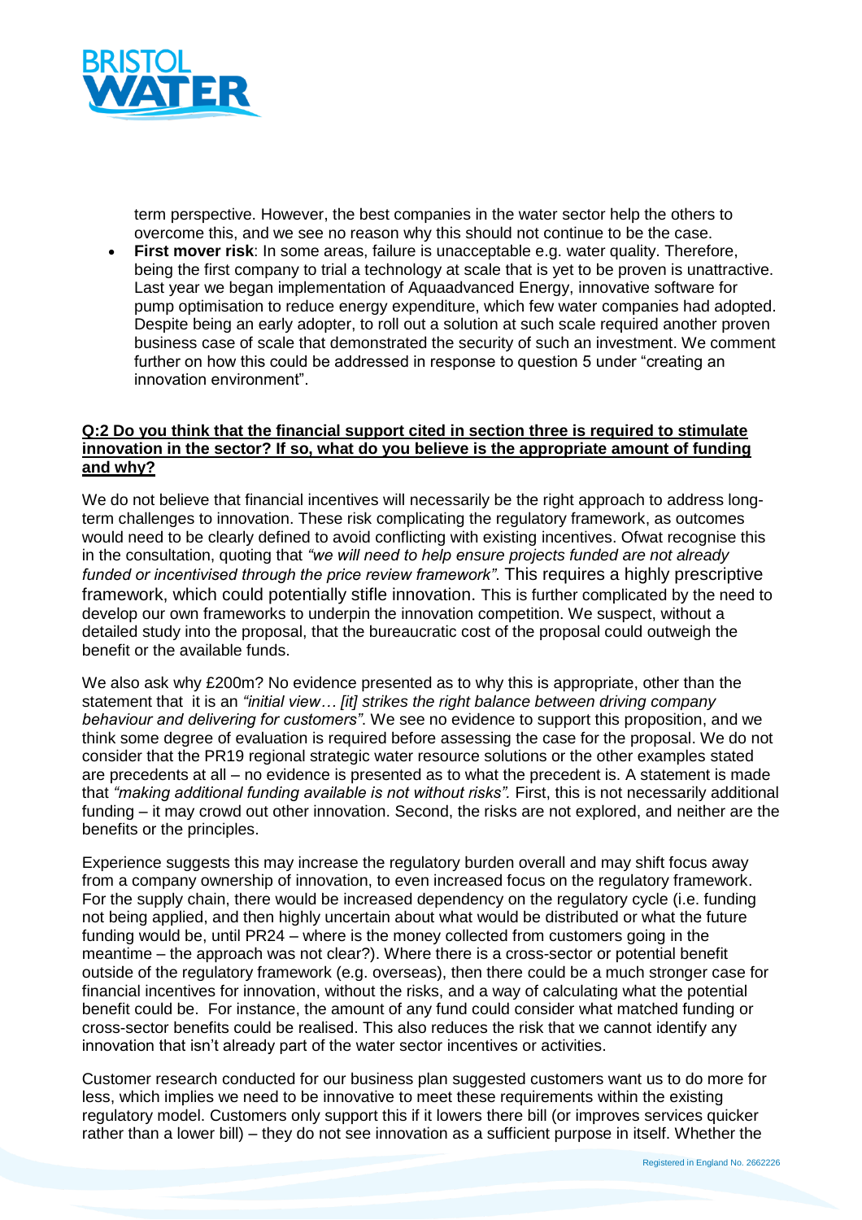term perspective. However, the best companies in the water sector help the others to overcome this, and we see no reason why this should not continue to be the case.

- **First mover risk**: In some areas, failure is unacceptable e.g. water quality. Therefore, being the first company to trial a technology at scale that is yet to be proven is unattractive. Last year we began implementation of Aquaadvanced Energy, innovative software for pump optimisation to reduce energy expenditure, which few water companies had adopted. Despite being an early adopter, to roll out a solution at such scale required another proven business case of scale that demonstrated the security of such an investment. We comment further on how this could be addressed in response to question 5 under "creating an innovation environment".

**Q:2 Do you think that the financial support cited in section three is required to stimulate innovation in the sector? If so, what do you believe is the appropriate amount of funding and why?**

We do not believe that financial incentives will necessarily be the right approach to address long-term challenges to innovation. These risk complicating the regulatory framework, as outcomes would need to be clearly defined to avoid conflicting with existing incentives. Ofwat recognise this in the consultation, quoting that *"we will need to help ensure projects funded are not already funded or incentivised through the price review framework"*. This requires a highly prescriptive framework, which could potentially stifle innovation. This is further complicated by the need to develop our own frameworks to underpin the innovation competition. We suspect, without a detailed study into the proposal, that the bureaucratic cost of the proposal could outweigh the benefit or the available funds.

We also ask why £200m? No evidence presented as to why this is appropriate, other than the statement that it is an *"initial view… [it] strikes the right balance between driving company behaviour and delivering for customers"*. We see no evidence to support this proposition, and we think some degree of evaluation is required before assessing the case for the proposal. We do not consider that the PR19 regional strategic water resource solutions or the other examples stated are precedents at all – no evidence is presented as to what the precedent is. A statement is made that *"making additional funding available is not without risks"*. First, this is not necessarily additional funding – it may crowd out other innovation. Second, the risks are not explored, and neither are the benefits or the principles.

Experience suggests this may increase the regulatory burden overall and may shift focus away from a company ownership of innovation, to even increased focus on the regulatory framework. For the supply chain, there would be increased dependency on the regulatory cycle (i.e. funding not being applied, and then highly uncertain about what would be distributed or what the future funding would be, until PR24 – where is the money collected from customers going in the meantime – the approach was not clear?). Where there is a cross-sector or potential benefit outside of the regulatory framework (e.g. overseas), then there could be a much stronger case for financial incentives for innovation, without the risks, and a way of calculating what the potential benefit could be. For instance, the amount of any fund could consider what matched funding or cross-sector benefits could be realised. This also reduces the risk that we cannot identify any innovation that isn't already part of the water sector incentives or activities.

Customer research conducted for our business plan suggested customers want us to do more for less, which implies we need to be innovative to meet these requirements within the existing regulatory model. Customers only support this if it lowers there bill (or improves services quicker rather than a lower bill) – they do not see innovation as a sufficient purpose in itself. Whether the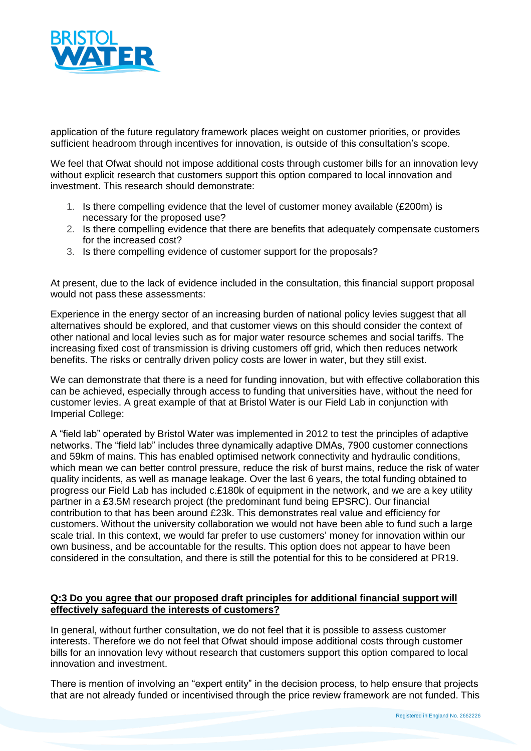application of the future regulatory framework places weight on customer priorities, or provides sufficient headroom through incentives for innovation, is outside of this consultation's scope.

We feel that Ofwat should not impose additional costs through customer bills for an innovation levy without explicit research that customers support this option compared to local innovation and investment. This research should demonstrate:

1. Is there compelling evidence that the level of customer money available (£200m) is necessary for the proposed use?
2. Is there compelling evidence that there are benefits that adequately compensate customers for the increased cost?
3. Is there compelling evidence of customer support for the proposals?

At present, due to the lack of evidence included in the consultation, this financial support proposal would not pass these assessments:

Experience in the energy sector of an increasing burden of national policy levies suggest that all alternatives should be explored, and that customer views on this should consider the context of other national and local levies such as for major water resource schemes and social tariffs. The increasing fixed cost of transmission is driving customers off grid, which then reduces network benefits. The risks or centrally driven policy costs are lower in water, but they still exist.

We can demonstrate that there is a need for funding innovation, but with effective collaboration this can be achieved, especially through access to funding that universities have, without the need for customer levies. A great example of that at Bristol Water is our Field Lab in conjunction with Imperial College:

A "field lab" operated by Bristol Water was implemented in 2012 to test the principles of adaptive networks. The "field lab" includes three dynamically adaptive DMAs, 7900 customer connections and 59km of mains. This has enabled optimised network connectivity and hydraulic conditions, which mean we can better control pressure, reduce the risk of burst mains, reduce the risk of water quality incidents, as well as manage leakage. Over the last 6 years, the total funding obtained to progress our Field Lab has included c.£180k of equipment in the network, and we are a key utility partner in a £3.5M research project (the predominant fund being EPSRC). Our financial contribution to that has been around £23k. This demonstrates real value and efficiency for customers. Without the university collaboration we would not have been able to fund such a large scale trial. In this context, we would far prefer to use customers' money for innovation within our own business, and be accountable for the results. This option does not appear to have been considered in the consultation, and there is still the potential for this to be considered at PR19.

**Q:3 Do you agree that our proposed draft principles for additional financial support will effectively safeguard the interests of customers?**

In general, without further consultation, we do not feel that it is possible to assess customer interests. Therefore we do not feel that Ofwat should impose additional costs through customer bills for an innovation levy without research that customers support this option compared to local innovation and investment.

There is mention of involving an "expert entity" in the decision process, to help ensure that projects that are not already funded or incentivised through the price review framework are not funded. This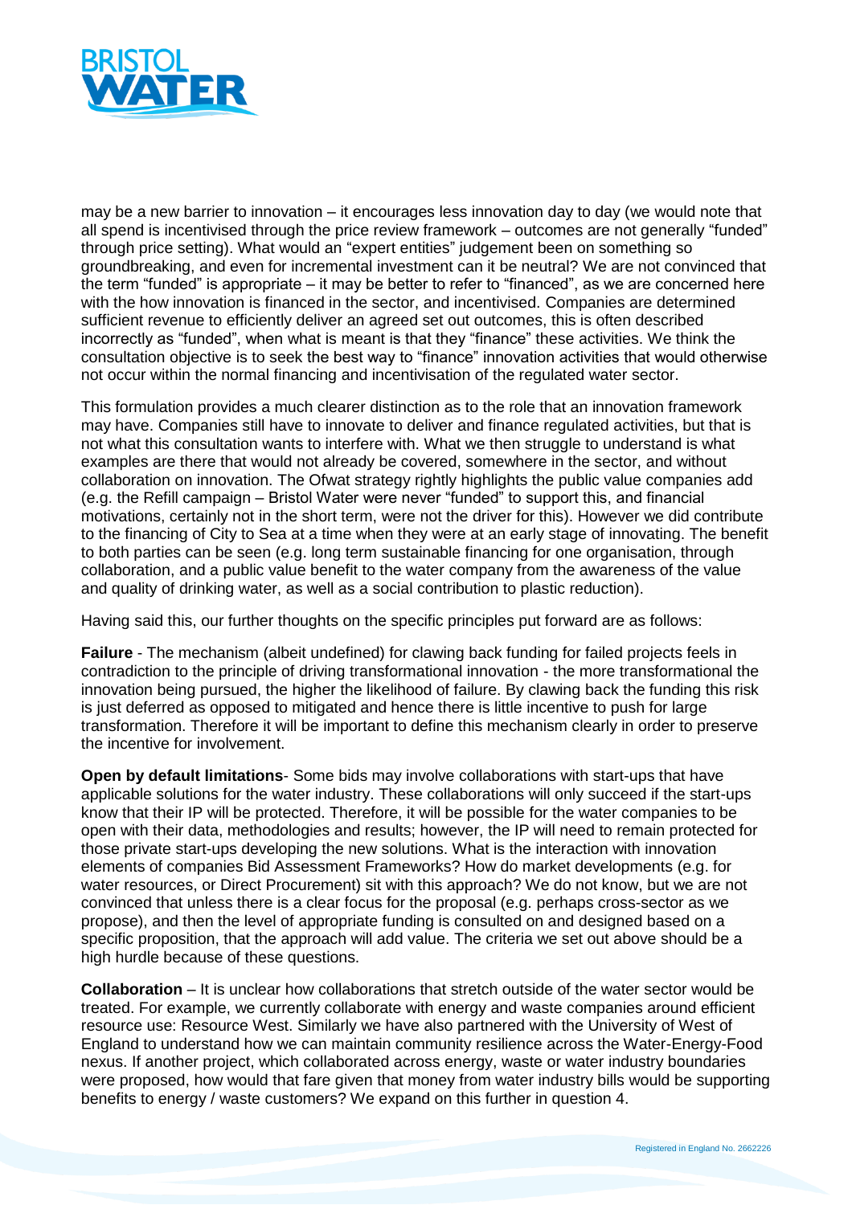may be a new barrier to innovation – it encourages less innovation day to day (we would note that all spend is incentivised through the price review framework – outcomes are not generally "funded" through price setting). What would an "expert entities" judgement been on something so groundbreaking, and even for incremental investment can it be neutral? We are not convinced that the term "funded" is appropriate – it may be better to refer to "financed", as we are concerned here with the how innovation is financed in the sector, and incentivised. Companies are determined sufficient revenue to efficiently deliver an agreed set out outcomes, this is often described incorrectly as "funded", when what is meant is that they "finance" these activities. We think the consultation objective is to seek the best way to "finance" innovation activities that would otherwise not occur within the normal financing and incentivisation of the regulated water sector.

This formulation provides a much clearer distinction as to the role that an innovation framework may have. Companies still have to innovate to deliver and finance regulated activities, but that is not what this consultation wants to interfere with. What we then struggle to understand is what examples are there that would not already be covered, somewhere in the sector, and without collaboration on innovation. The Ofwat strategy rightly highlights the public value companies add (e.g. the Refill campaign – Bristol Water were never "funded" to support this, and financial motivations, certainly not in the short term, were not the driver for this). However we did contribute to the financing of City to Sea at a time when they were at an early stage of innovating. The benefit to both parties can be seen (e.g. long term sustainable financing for one organisation, through collaboration, and a public value benefit to the water company from the awareness of the value and quality of drinking water, as well as a social contribution to plastic reduction).

Having said this, our further thoughts on the specific principles put forward are as follows:

**Failure** - The mechanism (albeit undefined) for clawing back funding for failed projects feels in contradiction to the principle of driving transformational innovation - the more transformational the innovation being pursued, the higher the likelihood of failure. By clawing back the funding this risk is just deferred as opposed to mitigated and hence there is little incentive to push for large transformation. Therefore it will be important to define this mechanism clearly in order to preserve the incentive for involvement.

**Open by default limitations**- Some bids may involve collaborations with start-ups that have applicable solutions for the water industry. These collaborations will only succeed if the start-ups know that their IP will be protected. Therefore, it will be possible for the water companies to be open with their data, methodologies and results; however, the IP will need to remain protected for those private start-ups developing the new solutions. What is the interaction with innovation elements of companies Bid Assessment Frameworks? How do market developments (e.g. for water resources, or Direct Procurement) sit with this approach? We do not know, but we are not convinced that unless there is a clear focus for the proposal (e.g. perhaps cross-sector as we propose), and then the level of appropriate funding is consulted on and designed based on a specific proposition, that the approach will add value. The criteria we set out above should be a high hurdle because of these questions.

**Collaboration** – It is unclear how collaborations that stretch outside of the water sector would be treated. For example, we currently collaborate with energy and waste companies around efficient resource use: Resource West. Similarly we have also partnered with the University of West of England to understand how we can maintain community resilience across the Water-Energy-Food nexus. If another project, which collaborated across energy, waste or water industry boundaries were proposed, how would that fare given that money from water industry bills would be supporting benefits to energy / waste customers? We expand on this further in question 4.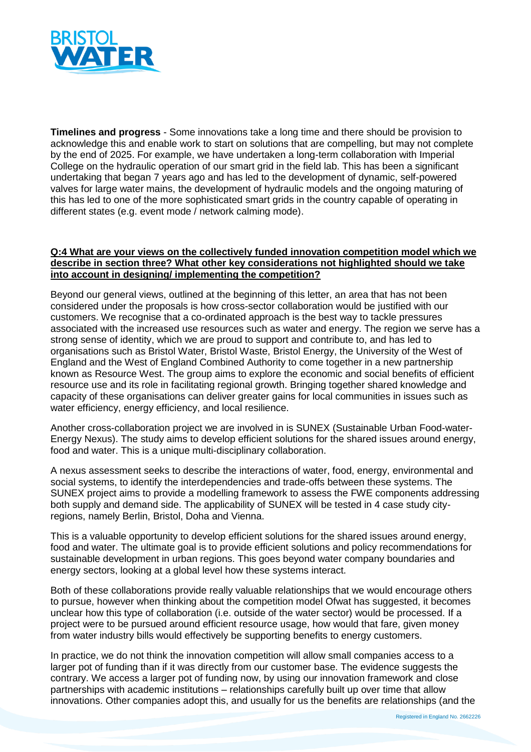**Timelines and progress** - Some innovations take a long time and there should be provision to acknowledge this and enable work to start on solutions that are compelling, but may not complete by the end of 2025. For example, we have undertaken a long-term collaboration with Imperial College on the hydraulic operation of our smart grid in the field lab. This has been a significant undertaking that began 7 years ago and has led to the development of dynamic, self-powered valves for large water mains, the development of hydraulic models and the ongoing maturing of this has led to one of the more sophisticated smart grids in the country capable of operating in different states (e.g. event mode / network calming mode).

**Q:4 What are your views on the collectively funded innovation competition model which we describe in section three? What other key considerations not highlighted should we take into account in designing/ implementing the competition?**

Beyond our general views, outlined at the beginning of this letter, an area that has not been considered under the proposals is how cross-sector collaboration would be justified with our customers. We recognise that a co-ordinated approach is the best way to tackle pressures associated with the increased use resources such as water and energy. The region we serve has a strong sense of identity, which we are proud to support and contribute to, and has led to organisations such as Bristol Water, Bristol Waste, Bristol Energy, the University of the West of England and the West of England Combined Authority to come together in a new partnership known as Resource West. The group aims to explore the economic and social benefits of efficient resource use and its role in facilitating regional growth. Bringing together shared knowledge and capacity of these organisations can deliver greater gains for local communities in issues such as water efficiency, energy efficiency, and local resilience.

Another cross-collaboration project we are involved in is SUNEX (Sustainable Urban Food-water-Energy Nexus). The study aims to develop efficient solutions for the shared issues around energy, food and water. This is a unique multi-disciplinary collaboration.

A nexus assessment seeks to describe the interactions of water, food, energy, environmental and social systems, to identify the interdependencies and trade-offs between these systems. The SUNEX project aims to provide a modelling framework to assess the FWE components addressing both supply and demand side. The applicability of SUNEX will be tested in 4 case study city-regions, namely Berlin, Bristol, Doha and Vienna.

This is a valuable opportunity to develop efficient solutions for the shared issues around energy, food and water. The ultimate goal is to provide efficient solutions and policy recommendations for sustainable development in urban regions. This goes beyond water company boundaries and energy sectors, looking at a global level how these systems interact.

Both of these collaborations provide really valuable relationships that we would encourage others to pursue, however when thinking about the competition model Ofwat has suggested, it becomes unclear how this type of collaboration (i.e. outside of the water sector) would be processed. If a project were to be pursued around efficient resource usage, how would that fare, given money from water industry bills would effectively be supporting benefits to energy customers.

In practice, we do not think the innovation competition will allow small companies access to a larger pot of funding than if it was directly from our customer base. The evidence suggests the contrary. We access a larger pot of funding now, by using our innovation framework and close partnerships with academic institutions – relationships carefully built up over time that allow innovations. Other companies adopt this, and usually for us the benefits are relationships (and the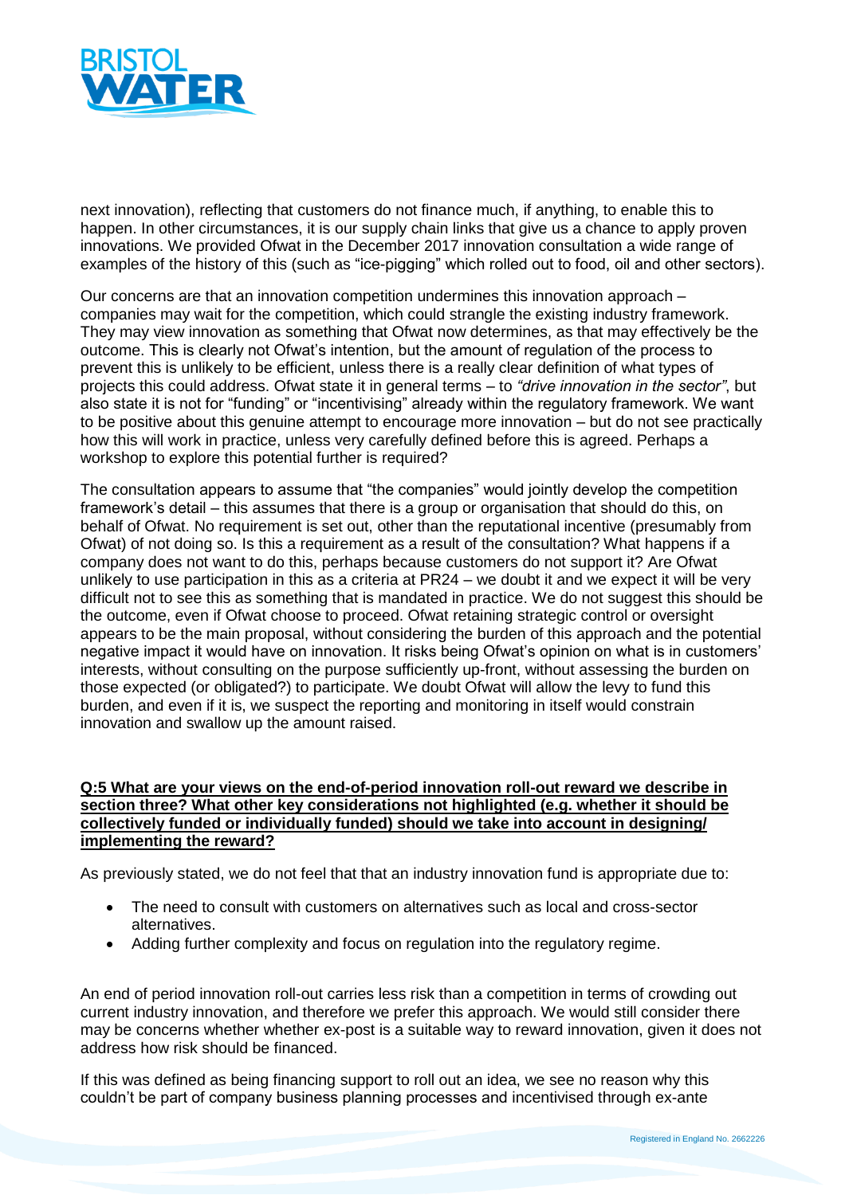next innovation), reflecting that customers do not finance much, if anything, to enable this to happen. In other circumstances, it is our supply chain links that give us a chance to apply proven innovations. We provided Ofwat in the December 2017 innovation consultation a wide range of examples of the history of this (such as "ice-pigging" which rolled out to food, oil and other sectors).

Our concerns are that an innovation competition undermines this innovation approach – companies may wait for the competition, which could strangle the existing industry framework. They may view innovation as something that Ofwat now determines, as that may effectively be the outcome. This is clearly not Ofwat's intention, but the amount of regulation of the process to prevent this is unlikely to be efficient, unless there is a really clear definition of what types of projects this could address. Ofwat state it in general terms – to *"drive innovation in the sector"*, but also state it is not for "funding" or "incentivising" already within the regulatory framework. We want to be positive about this genuine attempt to encourage more innovation – but do not see practically how this will work in practice, unless very carefully defined before this is agreed. Perhaps a workshop to explore this potential further is required?

The consultation appears to assume that "the companies" would jointly develop the competition framework's detail – this assumes that there is a group or organisation that should do this, on behalf of Ofwat. No requirement is set out, other than the reputational incentive (presumably from Ofwat) of not doing so. Is this a requirement as a result of the consultation? What happens if a company does not want to do this, perhaps because customers do not support it? Are Ofwat unlikely to use participation in this as a criteria at PR24 – we doubt it and we expect it will be very difficult not to see this as something that is mandated in practice. We do not suggest this should be the outcome, even if Ofwat choose to proceed. Ofwat retaining strategic control or oversight appears to be the main proposal, without considering the burden of this approach and the potential negative impact it would have on innovation. It risks being Ofwat's opinion on what is in customers' interests, without consulting on the purpose sufficiently up-front, without assessing the burden on those expected (or obligated?) to participate. We doubt Ofwat will allow the levy to fund this burden, and even if it is, we suspect the reporting and monitoring in itself would constrain innovation and swallow up the amount raised.

**Q:5 What are your views on the end-of-period innovation roll-out reward we describe in section three? What other key considerations not highlighted (e.g. whether it should be collectively funded or individually funded) should we take into account in designing/ implementing the reward?**

As previously stated, we do not feel that that an industry innovation fund is appropriate due to:

- The need to consult with customers on alternatives such as local and cross-sector alternatives.
- Adding further complexity and focus on regulation into the regulatory regime.

An end of period innovation roll-out carries less risk than a competition in terms of crowding out current industry innovation, and therefore we prefer this approach. We would still consider there may be concerns whether whether ex-post is a suitable way to reward innovation, given it does not address how risk should be financed.

If this was defined as being financing support to roll out an idea, we see no reason why this couldn't be part of company business planning processes and incentivised through ex-ante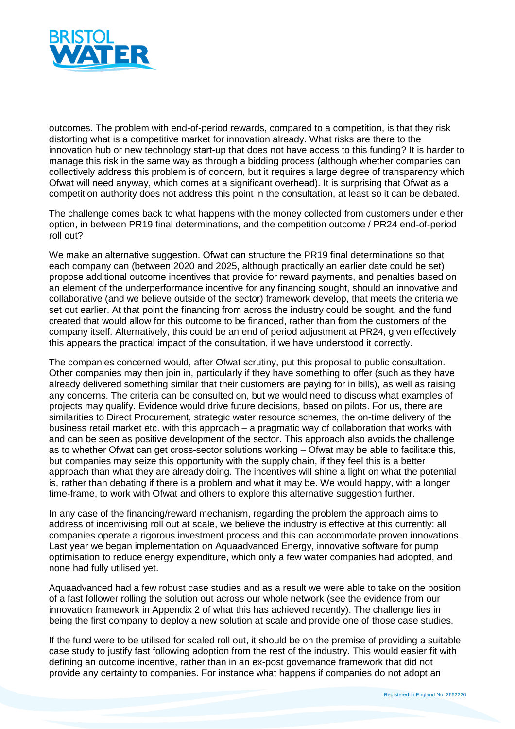outcomes. The problem with end-of-period rewards, compared to a competition, is that they risk distorting what is a competitive market for innovation already. What risks are there to the innovation hub or new technology start-up that does not have access to this funding? It is harder to manage this risk in the same way as through a bidding process (although whether companies can collectively address this problem is of concern, but it requires a large degree of transparency which Ofwat will need anyway, which comes at a significant overhead). It is surprising that Ofwat as a competition authority does not address this point in the consultation, at least so it can be debated.

The challenge comes back to what happens with the money collected from customers under either option, in between PR19 final determinations, and the competition outcome / PR24 end-of-period roll out?

We make an alternative suggestion. Ofwat can structure the PR19 final determinations so that each company can (between 2020 and 2025, although practically an earlier date could be set) propose additional outcome incentives that provide for reward payments, and penalties based on an element of the underperformance incentive for any financing sought, should an innovative and collaborative (and we believe outside of the sector) framework develop, that meets the criteria we set out earlier. At that point the financing from across the industry could be sought, and the fund created that would allow for this outcome to be financed, rather than from the customers of the company itself. Alternatively, this could be an end of period adjustment at PR24, given effectively this appears the practical impact of the consultation, if we have understood it correctly.

The companies concerned would, after Ofwat scrutiny, put this proposal to public consultation. Other companies may then join in, particularly if they have something to offer (such as they have already delivered something similar that their customers are paying for in bills), as well as raising any concerns. The criteria can be consulted on, but we would need to discuss what examples of projects may qualify. Evidence would drive future decisions, based on pilots. For us, there are similarities to Direct Procurement, strategic water resource schemes, the on-time delivery of the business retail market etc. with this approach – a pragmatic way of collaboration that works with and can be seen as positive development of the sector. This approach also avoids the challenge as to whether Ofwat can get cross-sector solutions working – Ofwat may be able to facilitate this, but companies may seize this opportunity with the supply chain, if they feel this is a better approach than what they are already doing. The incentives will shine a light on what the potential is, rather than debating if there is a problem and what it may be. We would happy, with a longer time-frame, to work with Ofwat and others to explore this alternative suggestion further.

In any case of the financing/reward mechanism, regarding the problem the approach aims to address of incentivising roll out at scale, we believe the industry is effective at this currently: all companies operate a rigorous investment process and this can accommodate proven innovations. Last year we began implementation on Aquaadvanced Energy, innovative software for pump optimisation to reduce energy expenditure, which only a few water companies had adopted, and none had fully utilised yet.

Aquaadvanced had a few robust case studies and as a result we were able to take on the position of a fast follower rolling the solution out across our whole network (see the evidence from our innovation framework in Appendix 2 of what this has achieved recently). The challenge lies in being the first company to deploy a new solution at scale and provide one of those case studies.

If the fund were to be utilised for scaled roll out, it should be on the premise of providing a suitable case study to justify fast following adoption from the rest of the industry. This would easier fit with defining an outcome incentive, rather than in an ex-post governance framework that did not provide any certainty to companies. For instance what happens if companies do not adopt an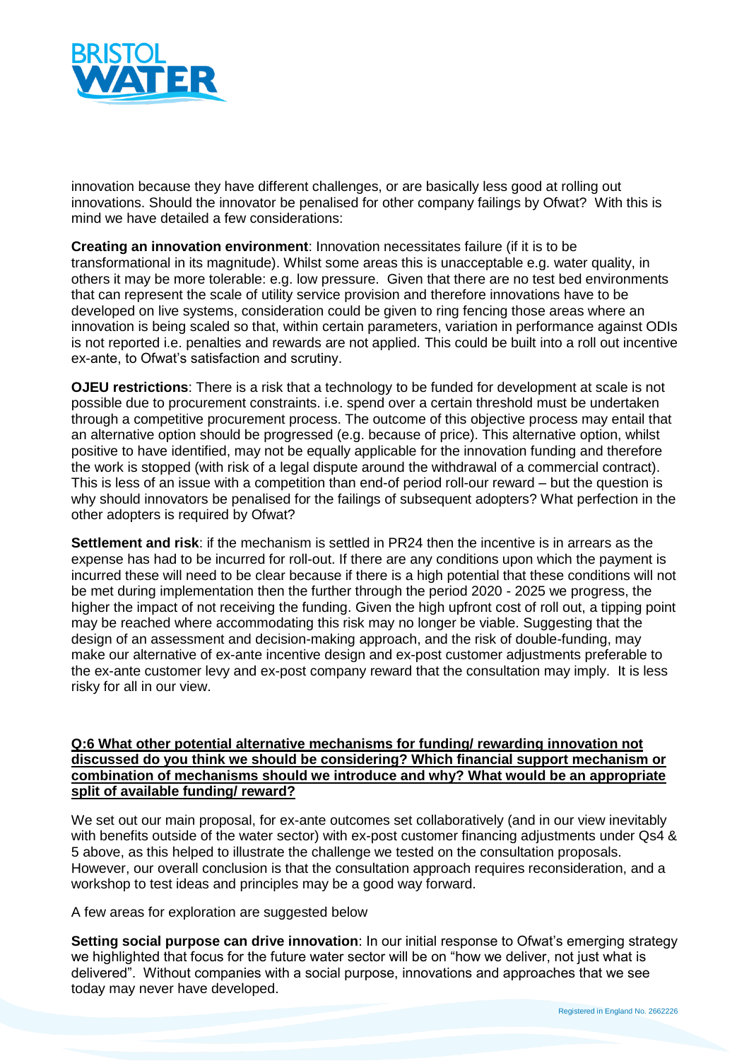innovation because they have different challenges, or are basically less good at rolling out innovations. Should the innovator be penalised for other company failings by Ofwat? With this is mind we have detailed a few considerations:

**Creating an innovation environment**: Innovation necessitates failure (if it is to be transformational in its magnitude). Whilst some areas this is unacceptable e.g. water quality, in others it may be more tolerable: e.g. low pressure. Given that there are no test bed environments that can represent the scale of utility service provision and therefore innovations have to be developed on live systems, consideration could be given to ring fencing those areas where an innovation is being scaled so that, within certain parameters, variation in performance against ODIs is not reported i.e. penalties and rewards are not applied. This could be built into a roll out incentive ex-ante, to Ofwat's satisfaction and scrutiny.

**OJEU restrictions**: There is a risk that a technology to be funded for development at scale is not possible due to procurement constraints. i.e. spend over a certain threshold must be undertaken through a competitive procurement process. The outcome of this objective process may entail that an alternative option should be progressed (e.g. because of price). This alternative option, whilst positive to have identified, may not be equally applicable for the innovation funding and therefore the work is stopped (with risk of a legal dispute around the withdrawal of a commercial contract). This is less of an issue with a competition than end-of period roll-our reward – but the question is why should innovators be penalised for the failings of subsequent adopters? What perfection in the other adopters is required by Ofwat?

**Settlement and risk**: if the mechanism is settled in PR24 then the incentive is in arrears as the expense has had to be incurred for roll-out. If there are any conditions upon which the payment is incurred these will need to be clear because if there is a high potential that these conditions will not be met during implementation then the further through the period 2020 - 2025 we progress, the higher the impact of not receiving the funding. Given the high upfront cost of roll out, a tipping point may be reached where accommodating this risk may no longer be viable. Suggesting that the design of an assessment and decision-making approach, and the risk of double-funding, may make our alternative of ex-ante incentive design and ex-post customer adjustments preferable to the ex-ante customer levy and ex-post company reward that the consultation may imply. It is less risky for all in our view.

**Q:6 What other potential alternative mechanisms for funding/ rewarding innovation not discussed do you think we should be considering? Which financial support mechanism or combination of mechanisms should we introduce and why? What would be an appropriate split of available funding/ reward?**

We set out our main proposal, for ex-ante outcomes set collaboratively (and in our view inevitably with benefits outside of the water sector) with ex-post customer financing adjustments under Qs4 & 5 above, as this helped to illustrate the challenge we tested on the consultation proposals. However, our overall conclusion is that the consultation approach requires reconsideration, and a workshop to test ideas and principles may be a good way forward.

A few areas for exploration are suggested below

**Setting social purpose can drive innovation**: In our initial response to Ofwat's emerging strategy we highlighted that focus for the future water sector will be on "how we deliver, not just what is delivered". Without companies with a social purpose, innovations and approaches that we see today may never have developed.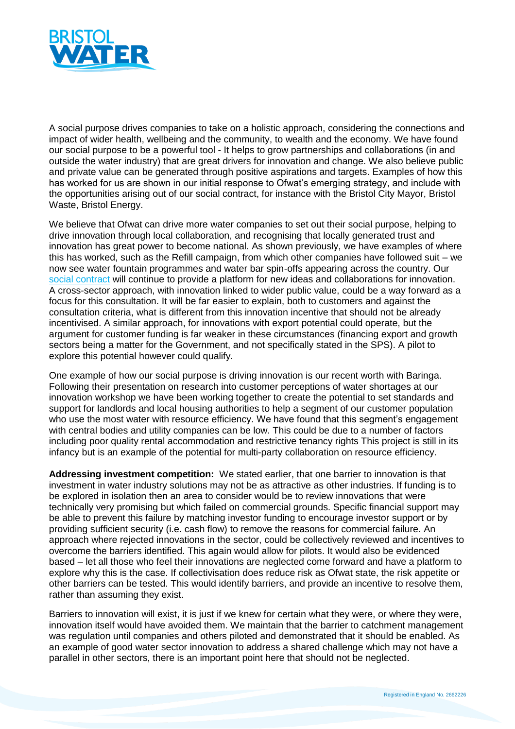A social purpose drives companies to take on a holistic approach, considering the connections and impact of wider health, wellbeing and the community, to wealth and the economy. We have found our social purpose to be a powerful tool - It helps to grow partnerships and collaborations (in and outside the water industry) that are great drivers for innovation and change. We also believe public and private value can be generated through positive aspirations and targets. Examples of how this has worked for us are shown in our initial response to Ofwat's emerging strategy, and include with the opportunities arising out of our social contract, for instance with the Bristol City Mayor, Bristol Waste, Bristol Energy.

We believe that Ofwat can drive more water companies to set out their social purpose, helping to drive innovation through local collaboration, and recognising that locally generated trust and innovation has great power to become national. As shown previously, we have examples of where this has worked, such as the Refill campaign, from which other companies have followed suit – we now see water fountain programmes and water bar spin-offs appearing across the country. Our social contract will continue to provide a platform for new ideas and collaborations for innovation. A cross-sector approach, with innovation linked to wider public value, could be a way forward as a focus for this consultation. It will be far easier to explain, both to customers and against the consultation criteria, what is different from this innovation incentive that should not be already incentivised. A similar approach, for innovations with export potential could operate, but the argument for customer funding is far weaker in these circumstances (financing export and growth sectors being a matter for the Government, and not specifically stated in the SPS). A pilot to explore this potential however could qualify.

One example of how our social purpose is driving innovation is our recent worth with Baringa. Following their presentation on research into customer perceptions of water shortages at our innovation workshop we have been working together to create the potential to set standards and support for landlords and local housing authorities to help a segment of our customer population who use the most water with resource efficiency. We have found that this segment's engagement with central bodies and utility companies can be low. This could be due to a number of factors including poor quality rental accommodation and restrictive tenancy rights This project is still in its infancy but is an example of the potential for multi-party collaboration on resource efficiency.

**Addressing investment competition:** We stated earlier, that one barrier to innovation is that investment in water industry solutions may not be as attractive as other industries. If funding is to be explored in isolation then an area to consider would be to review innovations that were technically very promising but which failed on commercial grounds. Specific financial support may be able to prevent this failure by matching investor funding to encourage investor support or by providing sufficient security (i.e. cash flow) to remove the reasons for commercial failure. An approach where rejected innovations in the sector, could be collectively reviewed and incentives to overcome the barriers identified. This again would allow for pilots. It would also be evidenced based – let all those who feel their innovations are neglected come forward and have a platform to explore why this is the case. If collectivisation does reduce risk as Ofwat state, the risk appetite or other barriers can be tested. This would identify barriers, and provide an incentive to resolve them, rather than assuming they exist.

Barriers to innovation will exist, it is just if we knew for certain what they were, or where they were, innovation itself would have avoided them. We maintain that the barrier to catchment management was regulation until companies and others piloted and demonstrated that it should be enabled. As an example of good water sector innovation to address a shared challenge which may not have a parallel in other sectors, there is an important point here that should not be neglected.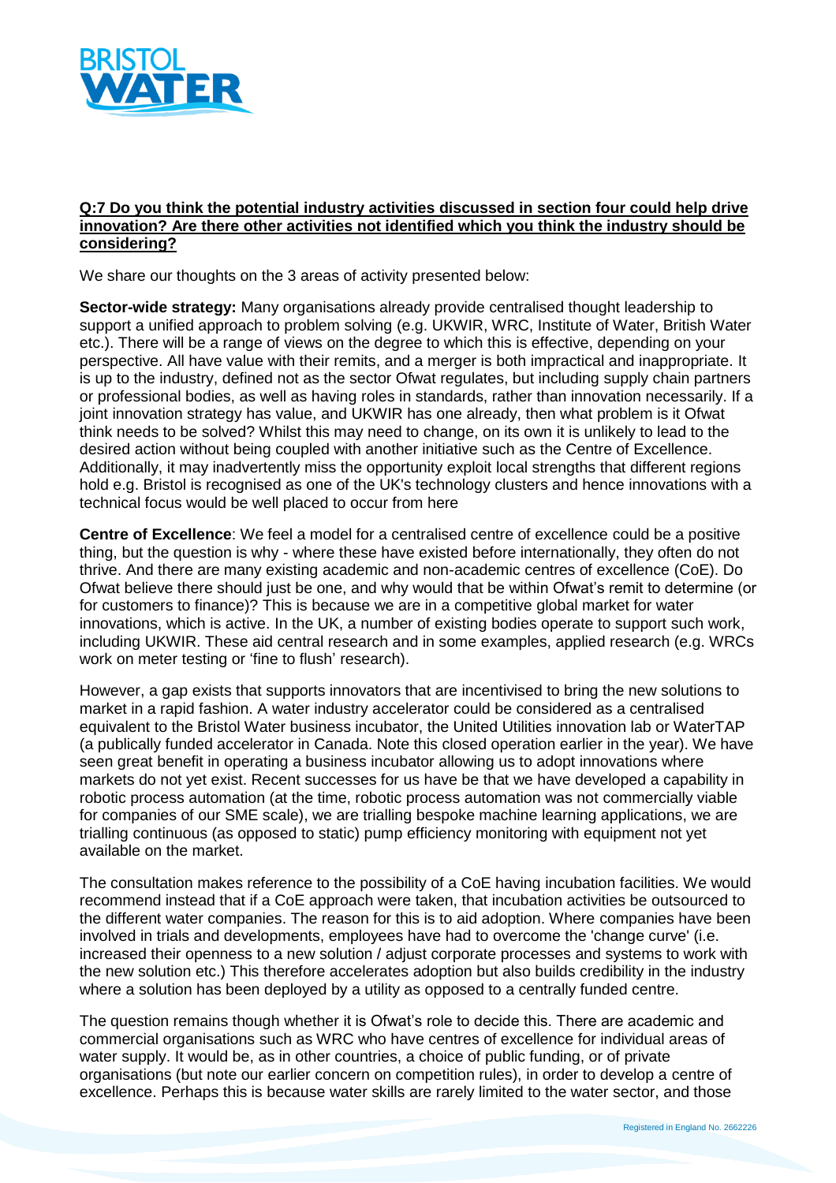**Q:7 Do you think the potential industry activities discussed in section four could help drive innovation? Are there other activities not identified which you think the industry should be considering?**

We share our thoughts on the 3 areas of activity presented below:

**Sector-wide strategy:** Many organisations already provide centralised thought leadership to support a unified approach to problem solving (e.g. UKWIR, WRC, Institute of Water, British Water etc.). There will be a range of views on the degree to which this is effective, depending on your perspective. All have value with their remits, and a merger is both impractical and inappropriate. It is up to the industry, defined not as the sector Ofwat regulates, but including supply chain partners or professional bodies, as well as having roles in standards, rather than innovation necessarily. If a joint innovation strategy has value, and UKWIR has one already, then what problem is it Ofwat think needs to be solved? Whilst this may need to change, on its own it is unlikely to lead to the desired action without being coupled with another initiative such as the Centre of Excellence. Additionally, it may inadvertently miss the opportunity exploit local strengths that different regions hold e.g. Bristol is recognised as one of the UK's technology clusters and hence innovations with a technical focus would be well placed to occur from here

**Centre of Excellence**: We feel a model for a centralised centre of excellence could be a positive thing, but the question is why - where these have existed before internationally, they often do not thrive. And there are many existing academic and non-academic centres of excellence (CoE). Do Ofwat believe there should just be one, and why would that be within Ofwat's remit to determine (or for customers to finance)? This is because we are in a competitive global market for water innovations, which is active. In the UK, a number of existing bodies operate to support such work, including UKWIR. These aid central research and in some examples, applied research (e.g. WRCs work on meter testing or 'fine to flush' research).

However, a gap exists that supports innovators that are incentivised to bring the new solutions to market in a rapid fashion. A water industry accelerator could be considered as a centralised equivalent to the Bristol Water business incubator, the United Utilities innovation lab or WaterTAP (a publically funded accelerator in Canada. Note this closed operation earlier in the year). We have seen great benefit in operating a business incubator allowing us to adopt innovations where markets do not yet exist. Recent successes for us have be that we have developed a capability in robotic process automation (at the time, robotic process automation was not commercially viable for companies of our SME scale), we are trialling bespoke machine learning applications, we are trialling continuous (as opposed to static) pump efficiency monitoring with equipment not yet available on the market.

The consultation makes reference to the possibility of a CoE having incubation facilities. We would recommend instead that if a CoE approach were taken, that incubation activities be outsourced to the different water companies. The reason for this is to aid adoption. Where companies have been involved in trials and developments, employees have had to overcome the 'change curve' (i.e. increased their openness to a new solution / adjust corporate processes and systems to work with the new solution etc.) This therefore accelerates adoption but also builds credibility in the industry where a solution has been deployed by a utility as opposed to a centrally funded centre.

The question remains though whether it is Ofwat's role to decide this. There are academic and commercial organisations such as WRC who have centres of excellence for individual areas of water supply. It would be, as in other countries, a choice of public funding, or of private organisations (but note our earlier concern on competition rules), in order to develop a centre of excellence. Perhaps this is because water skills are rarely limited to the water sector, and those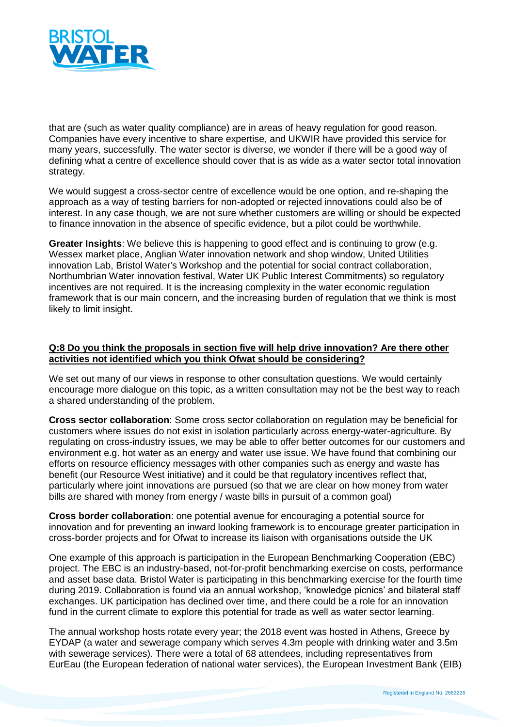that are (such as water quality compliance) are in areas of heavy regulation for good reason. Companies have every incentive to share expertise, and UKWIR have provided this service for many years, successfully. The water sector is diverse, we wonder if there will be a good way of defining what a centre of excellence should cover that is as wide as a water sector total innovation strategy.

We would suggest a cross-sector centre of excellence would be one option, and re-shaping the approach as a way of testing barriers for non-adopted or rejected innovations could also be of interest. In any case though, we are not sure whether customers are willing or should be expected to finance innovation in the absence of specific evidence, but a pilot could be worthwhile.

**Greater Insights**: We believe this is happening to good effect and is continuing to grow (e.g. Wessex market place, Anglian Water innovation network and shop window, United Utilities innovation Lab, Bristol Water's Workshop and the potential for social contract collaboration, Northumbrian Water innovation festival, Water UK Public Interest Commitments) so regulatory incentives are not required. It is the increasing complexity in the water economic regulation framework that is our main concern, and the increasing burden of regulation that we think is most likely to limit insight.

**Q:8 Do you think the proposals in section five will help drive innovation? Are there other activities not identified which you think Ofwat should be considering?**

We set out many of our views in response to other consultation questions. We would certainly encourage more dialogue on this topic, as a written consultation may not be the best way to reach a shared understanding of the problem.

**Cross sector collaboration**: Some cross sector collaboration on regulation may be beneficial for customers where issues do not exist in isolation particularly across energy-water-agriculture. By regulating on cross-industry issues, we may be able to offer better outcomes for our customers and environment e.g. hot water as an energy and water use issue. We have found that combining our efforts on resource efficiency messages with other companies such as energy and waste has benefit (our Resource West initiative) and it could be that regulatory incentives reflect that, particularly where joint innovations are pursued (so that we are clear on how money from water bills are shared with money from energy / waste bills in pursuit of a common goal)

**Cross border collaboration**: one potential avenue for encouraging a potential source for innovation and for preventing an inward looking framework is to encourage greater participation in cross-border projects and for Ofwat to increase its liaison with organisations outside the UK

One example of this approach is participation in the European Benchmarking Cooperation (EBC) project. The EBC is an industry-based, not-for-profit benchmarking exercise on costs, performance and asset base data. Bristol Water is participating in this benchmarking exercise for the fourth time during 2019. Collaboration is found via an annual workshop, 'knowledge picnics' and bilateral staff exchanges. UK participation has declined over time, and there could be a role for an innovation fund in the current climate to explore this potential for trade as well as water sector learning.

The annual workshop hosts rotate every year; the 2018 event was hosted in Athens, Greece by EYDAP (a water and sewerage company which serves 4.3m people with drinking water and 3.5m with sewerage services). There were a total of 68 attendees, including representatives from EurEau (the European federation of national water services), the European Investment Bank (EIB)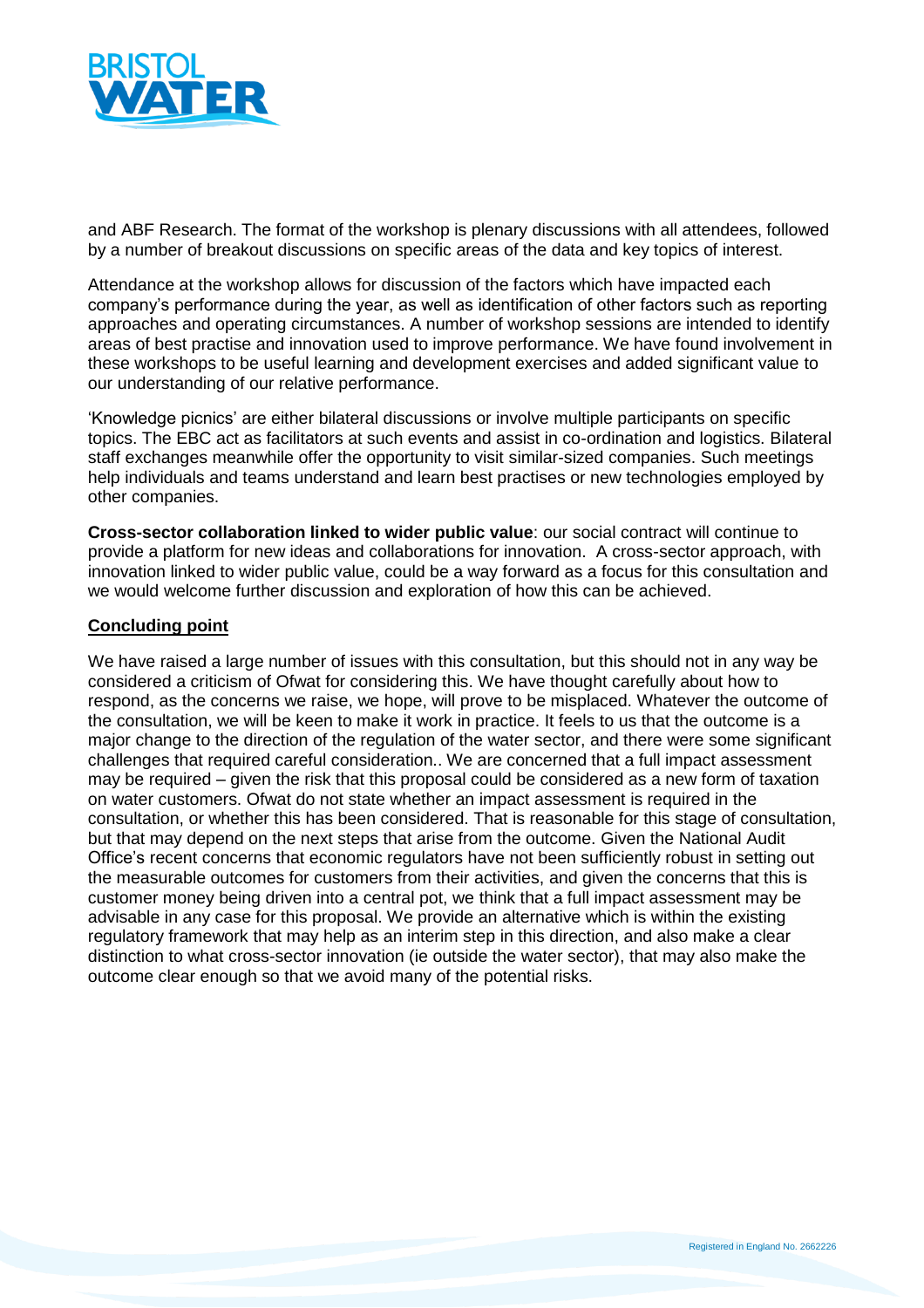and ABF Research. The format of the workshop is plenary discussions with all attendees, followed by a number of breakout discussions on specific areas of the data and key topics of interest.

Attendance at the workshop allows for discussion of the factors which have impacted each company's performance during the year, as well as identification of other factors such as reporting approaches and operating circumstances. A number of workshop sessions are intended to identify areas of best practise and innovation used to improve performance. We have found involvement in these workshops to be useful learning and development exercises and added significant value to our understanding of our relative performance.

'Knowledge picnics' are either bilateral discussions or involve multiple participants on specific topics. The EBC act as facilitators at such events and assist in co-ordination and logistics. Bilateral staff exchanges meanwhile offer the opportunity to visit similar-sized companies. Such meetings help individuals and teams understand and learn best practises or new technologies employed by other companies.

**Cross-sector collaboration linked to wider public value**: our social contract will continue to provide a platform for new ideas and collaborations for innovation. A cross-sector approach, with innovation linked to wider public value, could be a way forward as a focus for this consultation and we would welcome further discussion and exploration of how this can be achieved.

**Concluding point**

We have raised a large number of issues with this consultation, but this should not in any way be considered a criticism of Ofwat for considering this. We have thought carefully about how to respond, as the concerns we raise, we hope, will prove to be misplaced. Whatever the outcome of the consultation, we will be keen to make it work in practice. It feels to us that the outcome is a major change to the direction of the regulation of the water sector, and there were some significant challenges that required careful consideration.. We are concerned that a full impact assessment may be required – given the risk that this proposal could be considered as a new form of taxation on water customers. Ofwat do not state whether an impact assessment is required in the consultation, or whether this has been considered. That is reasonable for this stage of consultation, but that may depend on the next steps that arise from the outcome. Given the National Audit Office's recent concerns that economic regulators have not been sufficiently robust in setting out the measurable outcomes for customers from their activities, and given the concerns that this is customer money being driven into a central pot, we think that a full impact assessment may be advisable in any case for this proposal. We provide an alternative which is within the existing regulatory framework that may help as an interim step in this direction, and also make a clear distinction to what cross-sector innovation (ie outside the water sector), that may also make the outcome clear enough so that we avoid many of the potential risks.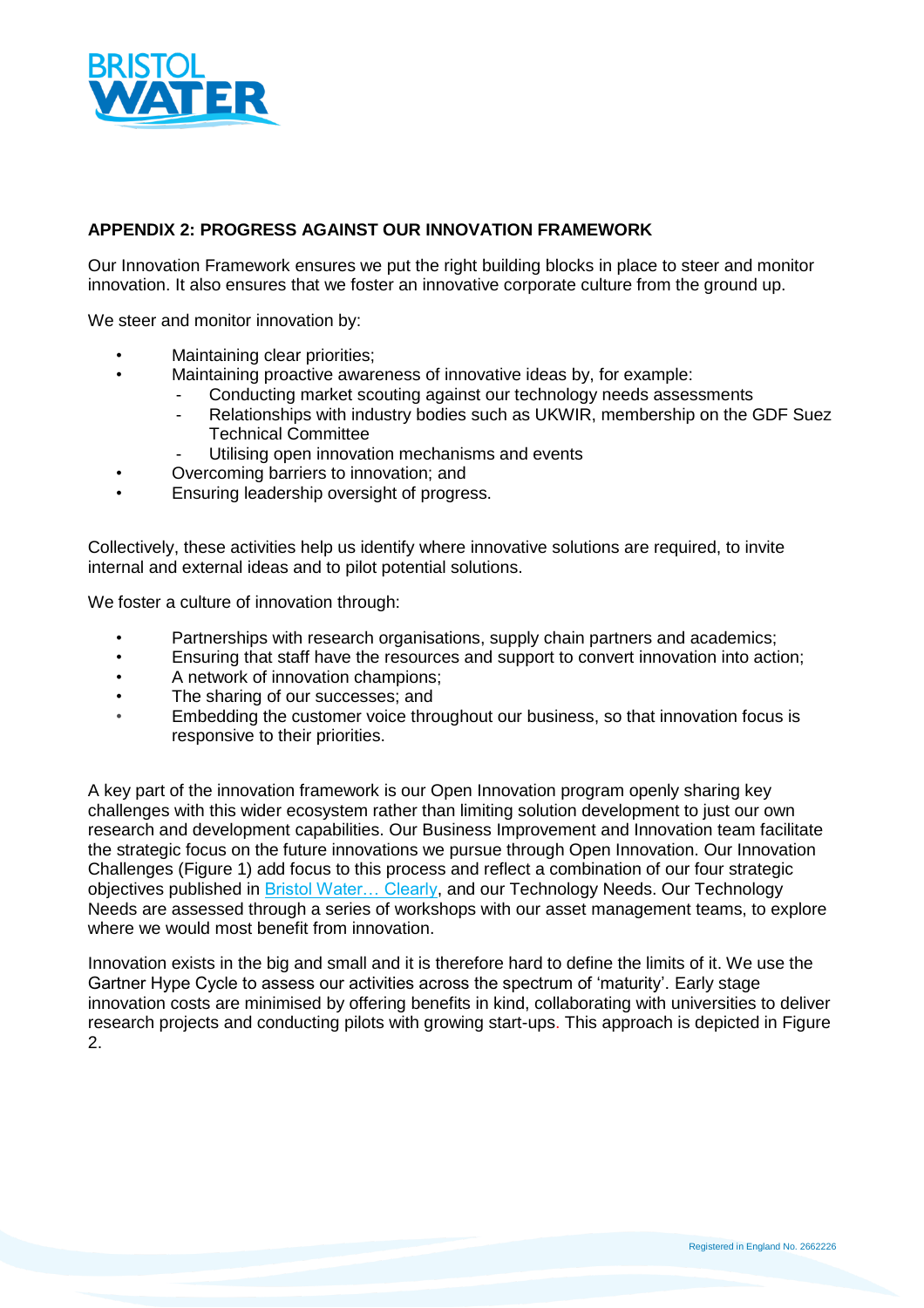## APPENDIX 2: PROGRESS AGAINST OUR INNOVATION FRAMEWORK

Our Innovation Framework ensures we put the right building blocks in place to steer and monitor innovation. It also ensures that we foster an innovative corporate culture from the ground up.

We steer and monitor innovation by:

- Maintaining clear priorities;
- Maintaining proactive awareness of innovative ideas by, for example:
  - Conducting market scouting against our technology needs assessments
  - Relationships with industry bodies such as UKWIR, membership on the GDF Suez Technical Committee
  - Utilising open innovation mechanisms and events
- Overcoming barriers to innovation; and
- Ensuring leadership oversight of progress.

Collectively, these activities help us identify where innovative solutions are required, to invite internal and external ideas and to pilot potential solutions.

We foster a culture of innovation through:

- Partnerships with research organisations, supply chain partners and academics;
- Ensuring that staff have the resources and support to convert innovation into action;
- A network of innovation champions;
- The sharing of our successes; and
- Embedding the customer voice throughout our business, so that innovation focus is responsive to their priorities.

A key part of the innovation framework is our Open Innovation program openly sharing key challenges with this wider ecosystem rather than limiting solution development to just our own research and development capabilities. Our Business Improvement and Innovation team facilitate the strategic focus on the future innovations we pursue through Open Innovation. Our Innovation Challenges (Figure 1) add focus to this process and reflect a combination of our four strategic objectives published in Bristol Water… Clearly, and our Technology Needs. Our Technology Needs are assessed through a series of workshops with our asset management teams, to explore where we would most benefit from innovation.

Innovation exists in the big and small and it is therefore hard to define the limits of it. We use the Gartner Hype Cycle to assess our activities across the spectrum of 'maturity'. Early stage innovation costs are minimised by offering benefits in kind, collaborating with universities to deliver research projects and conducting pilots with growing start-ups. This approach is depicted in Figure 2.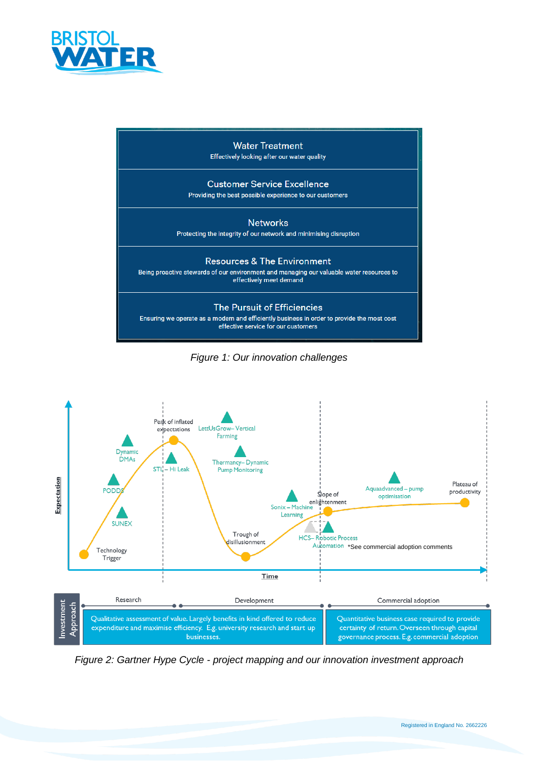**Water Treatment**
Effectively looking after our water quality

**Customer Service Excellence**
Providing the best possible experience to our customers

**Networks**
Protecting the integrity of our network and minimising disruption

**Resources & The Environment**
Being proactive stewards of our environment and managing our valuable water resources to effectively meet demand

**The Pursuit of Efficiencies**
Ensuring we operate as a modern and efficiently business in order to provide the most cost effective service for our customers

*Figure 1: Our innovation challenges*

Expectation

Peak of inflated expectations

LettUsGrow – Vertical Farming

Dynamic DMAs

STL – Hi Leak

Thermancy – Dynamic Pump Monitoring

PODDS

SUNEX

Aquaadvanced – pump optimisation

Plateau of productivity

Slope of enlightenment

Sonix – Machine Learning

Trough of disillusionment

HCS – Robotic Process Automation

*See commercial adoption comments

Technology Trigger

Time

| Investment Approach | Research | Development | Commercial adoption |
|---|---|---|---|
| | Qualitative assessment of value. Largely benefits in kind offered to reduce expenditure and maximise efficiency. E.g. university research and start up businesses. | | Quantitative business case required to provide certainty of return. Overseen through capital governance process. E.g. commercial adoption |

*Figure 2: Gartner Hype Cycle - project mapping and our innovation investment approach*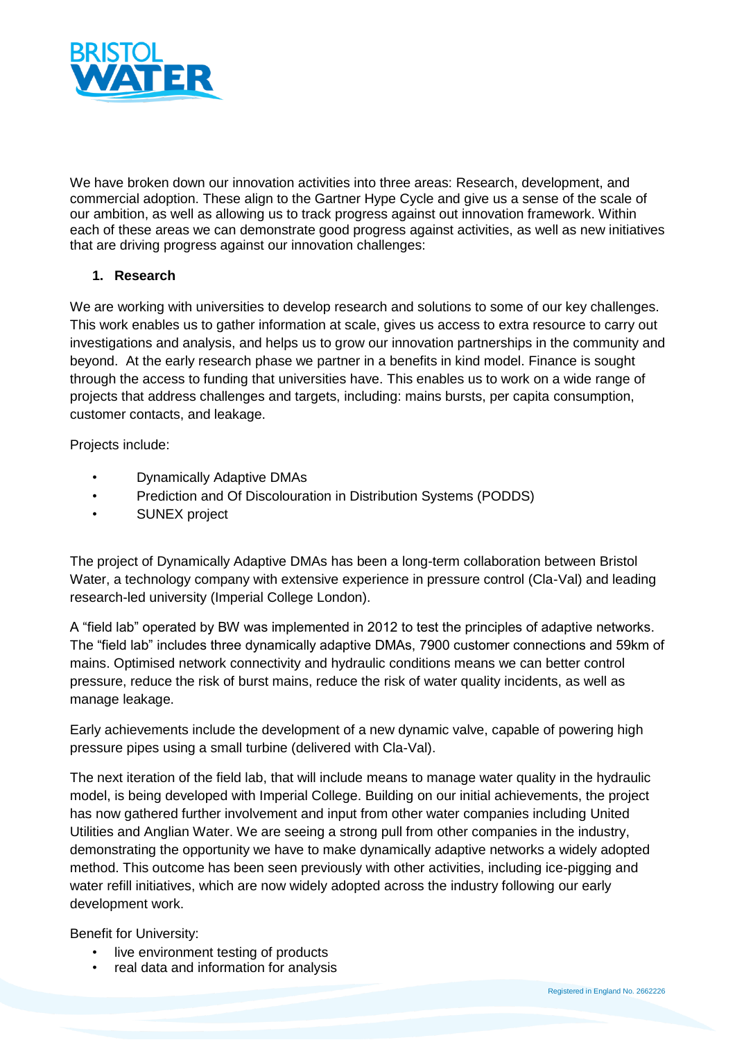We have broken down our innovation activities into three areas: Research, development, and commercial adoption. These align to the Gartner Hype Cycle and give us a sense of the scale of our ambition, as well as allowing us to track progress against out innovation framework. Within each of these areas we can demonstrate good progress against activities, as well as new initiatives that are driving progress against our innovation challenges:

1. **Research**

We are working with universities to develop research and solutions to some of our key challenges. This work enables us to gather information at scale, gives us access to extra resource to carry out investigations and analysis, and helps us to grow our innovation partnerships in the community and beyond. At the early research phase we partner in a benefits in kind model. Finance is sought through the access to funding that universities have. This enables us to work on a wide range of projects that address challenges and targets, including: mains bursts, per capita consumption, customer contacts, and leakage.

Projects include:

- Dynamically Adaptive DMAs
- Prediction and Of Discolouration in Distribution Systems (PODDS)
- SUNEX project

The project of Dynamically Adaptive DMAs has been a long-term collaboration between Bristol Water, a technology company with extensive experience in pressure control (Cla-Val) and leading research-led university (Imperial College London).

A "field lab" operated by BW was implemented in 2012 to test the principles of adaptive networks. The "field lab" includes three dynamically adaptive DMAs, 7900 customer connections and 59km of mains. Optimised network connectivity and hydraulic conditions means we can better control pressure, reduce the risk of burst mains, reduce the risk of water quality incidents, as well as manage leakage.

Early achievements include the development of a new dynamic valve, capable of powering high pressure pipes using a small turbine (delivered with Cla-Val).

The next iteration of the field lab, that will include means to manage water quality in the hydraulic model, is being developed with Imperial College. Building on our initial achievements, the project has now gathered further involvement and input from other water companies including United Utilities and Anglian Water. We are seeing a strong pull from other companies in the industry, demonstrating the opportunity we have to make dynamically adaptive networks a widely adopted method. This outcome has been seen previously with other activities, including ice-pigging and water refill initiatives, which are now widely adopted across the industry following our early development work.

Benefit for University:

- live environment testing of products
- real data and information for analysis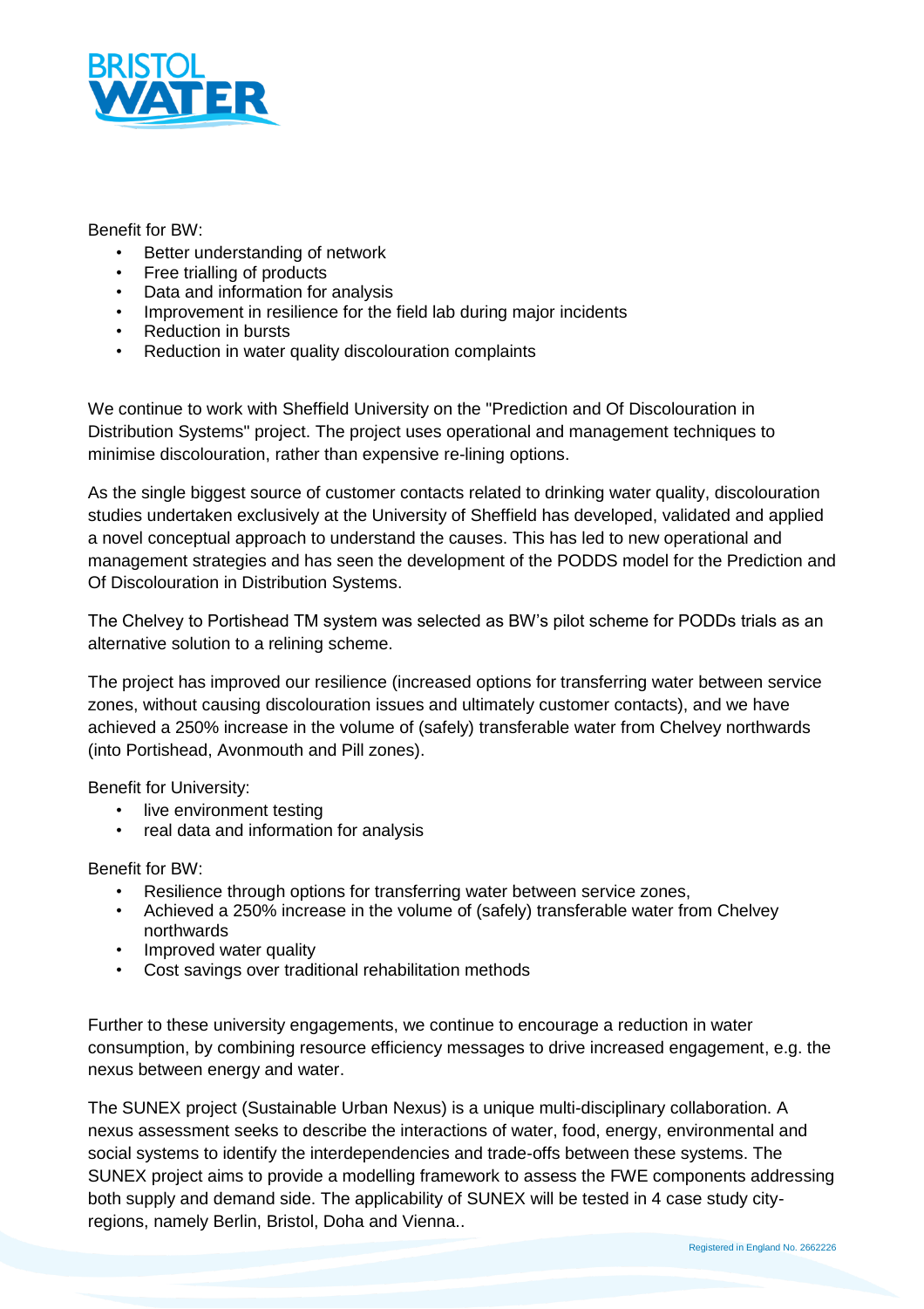Benefit for BW:

- Better understanding of network
- Free trialling of products
- Data and information for analysis
- Improvement in resilience for the field lab during major incidents
- Reduction in bursts
- Reduction in water quality discolouration complaints

We continue to work with Sheffield University on the "Prediction and Of Discolouration in Distribution Systems" project. The project uses operational and management techniques to minimise discolouration, rather than expensive re-lining options.

As the single biggest source of customer contacts related to drinking water quality, discolouration studies undertaken exclusively at the University of Sheffield has developed, validated and applied a novel conceptual approach to understand the causes. This has led to new operational and management strategies and has seen the development of the PODDS model for the Prediction and Of Discolouration in Distribution Systems.

The Chelvey to Portishead TM system was selected as BW's pilot scheme for PODDs trials as an alternative solution to a relining scheme.

The project has improved our resilience (increased options for transferring water between service zones, without causing discolouration issues and ultimately customer contacts), and we have achieved a 250% increase in the volume of (safely) transferable water from Chelvey northwards (into Portishead, Avonmouth and Pill zones).

Benefit for University:

- live environment testing
- real data and information for analysis

Benefit for BW:

- Resilience through options for transferring water between service zones,
- Achieved a 250% increase in the volume of (safely) transferable water from Chelvey northwards
- Improved water quality
- Cost savings over traditional rehabilitation methods

Further to these university engagements, we continue to encourage a reduction in water consumption, by combining resource efficiency messages to drive increased engagement, e.g. the nexus between energy and water.

The SUNEX project (Sustainable Urban Nexus) is a unique multi-disciplinary collaboration. A nexus assessment seeks to describe the interactions of water, food, energy, environmental and social systems to identify the interdependencies and trade-offs between these systems. The SUNEX project aims to provide a modelling framework to assess the FWE components addressing both supply and demand side. The applicability of SUNEX will be tested in 4 case study city-regions, namely Berlin, Bristol, Doha and Vienna..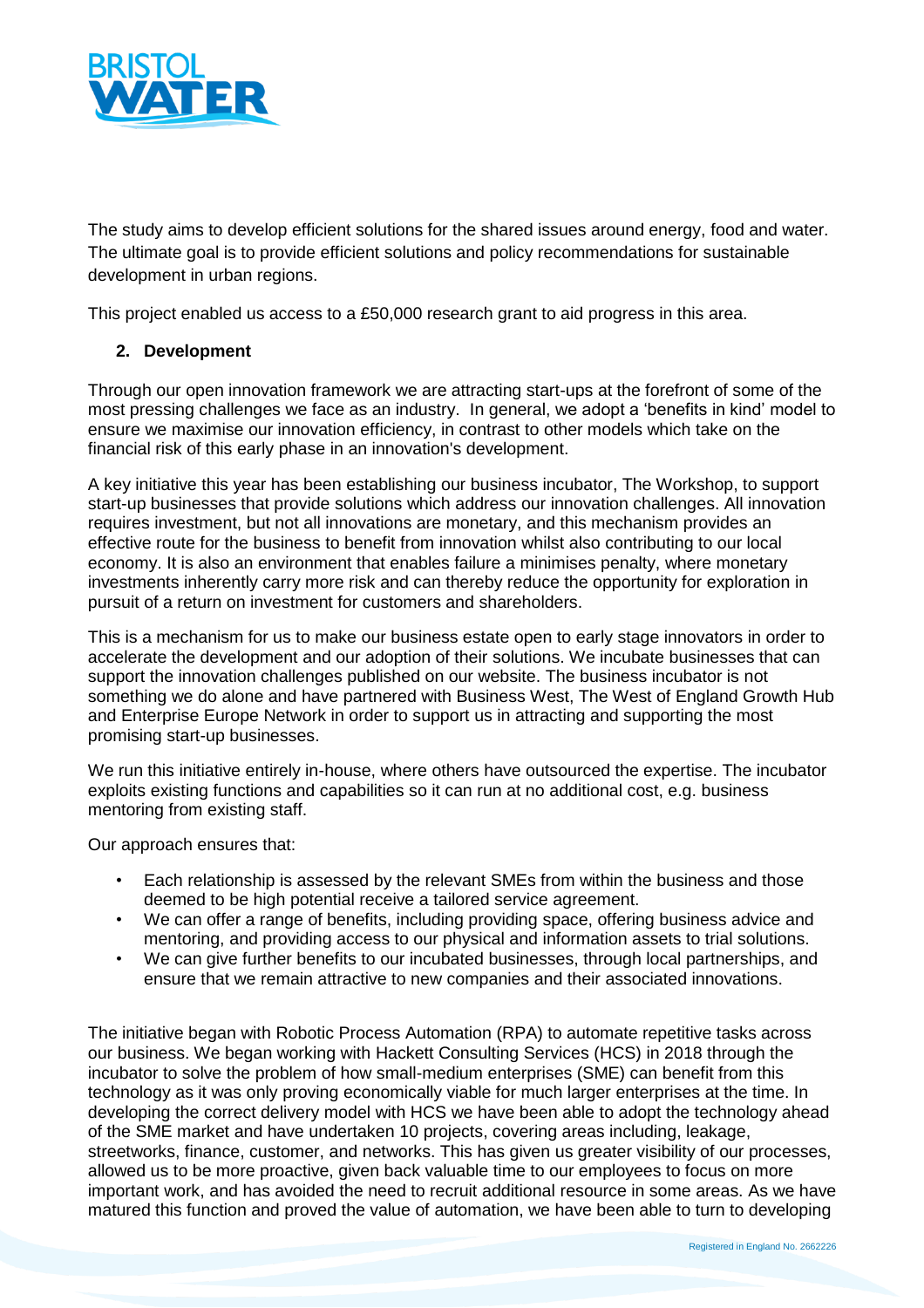The study aims to develop efficient solutions for the shared issues around energy, food and water. The ultimate goal is to provide efficient solutions and policy recommendations for sustainable development in urban regions.

This project enabled us access to a £50,000 research grant to aid progress in this area.

**2. Development**

Through our open innovation framework we are attracting start-ups at the forefront of some of the most pressing challenges we face as an industry. In general, we adopt a 'benefits in kind' model to ensure we maximise our innovation efficiency, in contrast to other models which take on the financial risk of this early phase in an innovation's development.

A key initiative this year has been establishing our business incubator, The Workshop, to support start-up businesses that provide solutions which address our innovation challenges. All innovation requires investment, but not all innovations are monetary, and this mechanism provides an effective route for the business to benefit from innovation whilst also contributing to our local economy. It is also an environment that enables failure a minimises penalty, where monetary investments inherently carry more risk and can thereby reduce the opportunity for exploration in pursuit of a return on investment for customers and shareholders.

This is a mechanism for us to make our business estate open to early stage innovators in order to accelerate the development and our adoption of their solutions. We incubate businesses that can support the innovation challenges published on our website. The business incubator is not something we do alone and have partnered with Business West, The West of England Growth Hub and Enterprise Europe Network in order to support us in attracting and supporting the most promising start-up businesses.

We run this initiative entirely in-house, where others have outsourced the expertise. The incubator exploits existing functions and capabilities so it can run at no additional cost, e.g. business mentoring from existing staff.

Our approach ensures that:

- Each relationship is assessed by the relevant SMEs from within the business and those deemed to be high potential receive a tailored service agreement.
- We can offer a range of benefits, including providing space, offering business advice and mentoring, and providing access to our physical and information assets to trial solutions.
- We can give further benefits to our incubated businesses, through local partnerships, and ensure that we remain attractive to new companies and their associated innovations.

The initiative began with Robotic Process Automation (RPA) to automate repetitive tasks across our business. We began working with Hackett Consulting Services (HCS) in 2018 through the incubator to solve the problem of how small-medium enterprises (SME) can benefit from this technology as it was only proving economically viable for much larger enterprises at the time. In developing the correct delivery model with HCS we have been able to adopt the technology ahead of the SME market and have undertaken 10 projects, covering areas including, leakage, streetworks, finance, customer, and networks. This has given us greater visibility of our processes, allowed us to be more proactive, given back valuable time to our employees to focus on more important work, and has avoided the need to recruit additional resource in some areas. As we have matured this function and proved the value of automation, we have been able to turn to developing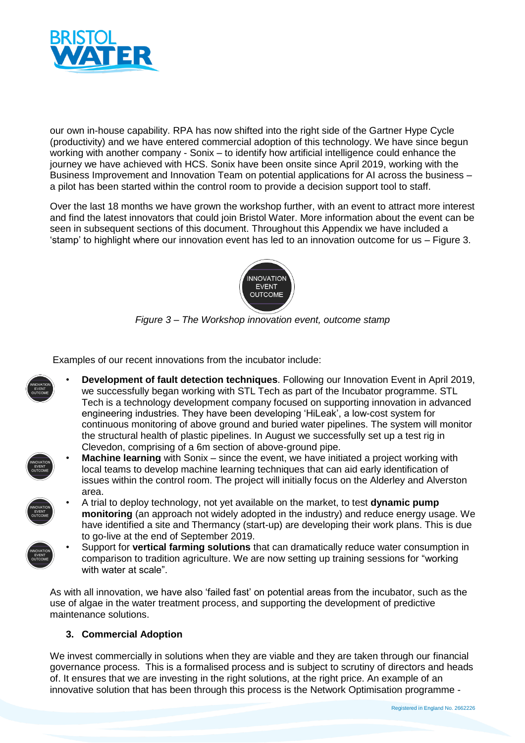our own in-house capability. RPA has now shifted into the right side of the Gartner Hype Cycle (productivity) and we have entered commercial adoption of this technology. We have since begun working with another company - Sonix – to identify how artificial intelligence could enhance the journey we have achieved with HCS. Sonix have been onsite since April 2019, working with the Business Improvement and Innovation Team on potential applications for AI across the business – a pilot has been started within the control room to provide a decision support tool to staff.

Over the last 18 months we have grown the workshop further, with an event to attract more interest and find the latest innovators that could join Bristol Water. More information about the event can be seen in subsequent sections of this document. Throughout this Appendix we have included a 'stamp' to highlight where our innovation event has led to an innovation outcome for us – Figure 3.

INNOVATION EVENT OUTCOME

*Figure 3 – The Workshop innovation event, outcome stamp*

Examples of our recent innovations from the incubator include:

- **Development of fault detection techniques**. Following our Innovation Event in April 2019, we successfully began working with STL Tech as part of the Incubator programme. STL Tech is a technology development company focused on supporting innovation in advanced engineering industries. They have been developing 'HiLeak', a low-cost system for continuous monitoring of above ground and buried water pipelines. The system will monitor the structural health of plastic pipelines. In August we successfully set up a test rig in Clevedon, comprising of a 6m section of above-ground pipe.
- **Machine learning** with Sonix – since the event, we have initiated a project working with local teams to develop machine learning techniques that can aid early identification of issues within the control room. The project will initially focus on the Alderley and Alverston area.
- A trial to deploy technology, not yet available on the market, to test **dynamic pump monitoring** (an approach not widely adopted in the industry) and reduce energy usage. We have identified a site and Thermancy (start-up) are developing their work plans. This is due to go-live at the end of September 2019.
- Support for **vertical farming solutions** that can dramatically reduce water consumption in comparison to tradition agriculture. We are now setting up training sessions for "working with water at scale".

As with all innovation, we have also 'failed fast' on potential areas from the incubator, such as the use of algae in the water treatment process, and supporting the development of predictive maintenance solutions.

### 3. Commercial Adoption

We invest commercially in solutions when they are viable and they are taken through our financial governance process. This is a formalised process and is subject to scrutiny of directors and heads of. It ensures that we are investing in the right solutions, at the right price. An example of an innovative solution that has been through this process is the Network Optimisation programme -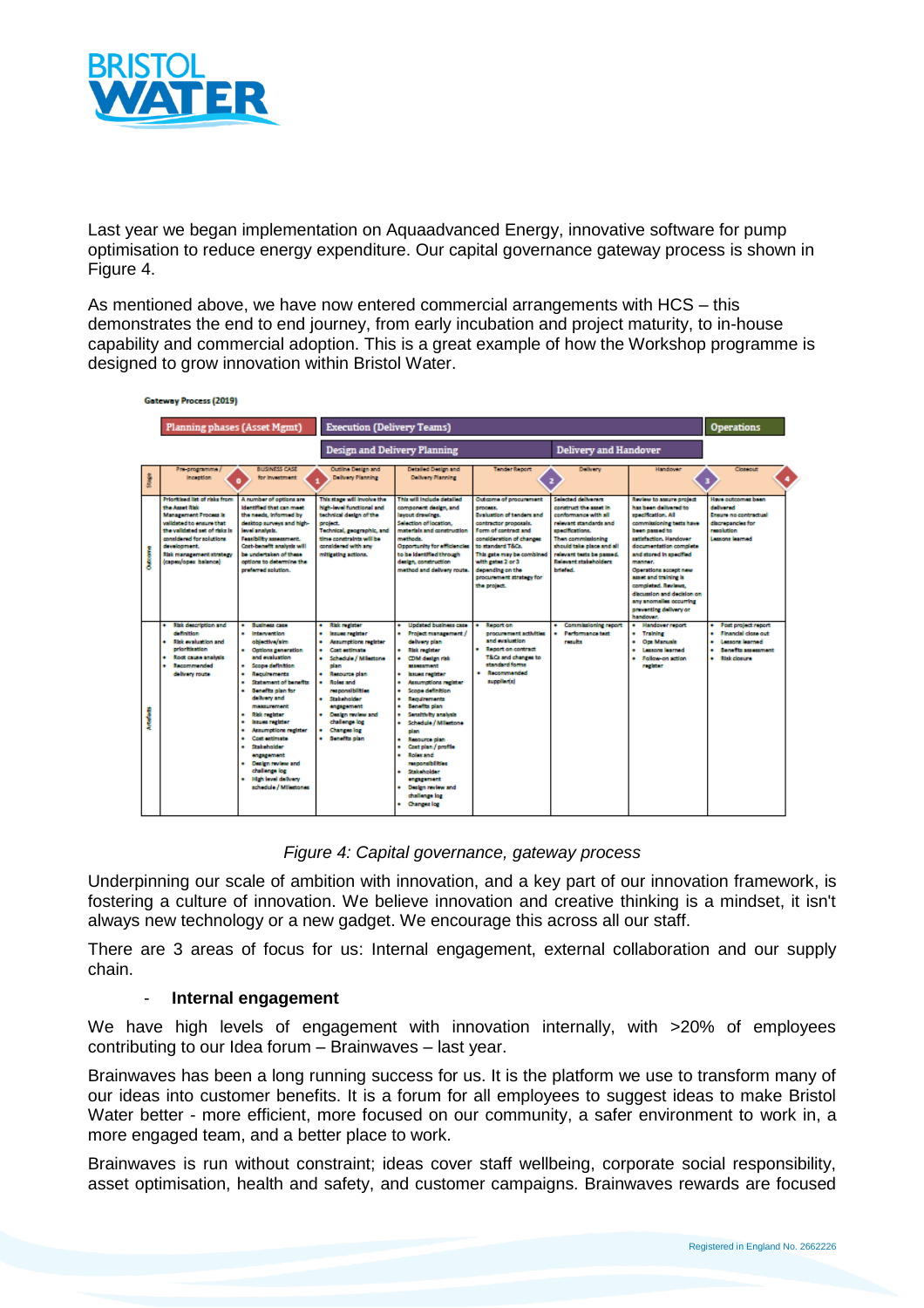Last year we began implementation on Aquaadvanced Energy, innovative software for pump optimisation to reduce energy expenditure. Our capital governance gateway process is shown in Figure 4.

As mentioned above, we have now entered commercial arrangements with HCS – this demonstrates the end to end journey, from early incubation and project maturity, to in-house capability and commercial adoption. This is a great example of how the Workshop programme is designed to grow innovation within Bristol Water.

**Gateway Process (2019)**

| | Planning phases (Asset Mgmt) | | Execution (Delivery Teams) | | | | | Operations |
|---|---|---|---|---|---|---|---|---|
| | | | Design and Delivery Planning | | Delivery and Handover | | | |
| Stage | Pre-programme / inception (Gate 0) | BUSINESS CASE for investment (Gate 1) | Outline Design and Delivery Planning | Detailed Design and Delivery Planning | Tender Report (Gate 2) | Delivery | Handover (Gate 3) | Closeout (Gate 4) |
| Outcome | Prioritised list of risks from the Asset Risk Management Process is validated to ensure that the validated set of risks is considered for solutions development. Risk management strategy (capex/opex balance) | A number of options are identified that can meet the needs, informed by desktop surveys and high-level analysis. Feasibility assessment. Cost-benefit analysis will be undertaken of these options to determine the preferred solution. | This stage will involve the high-level functional and technical design of the project. Technical, geographic, and time constraints will be considered with any mitigating actions. | This will include detailed component design, and layout drawings. Selection of location, materials and construction methods. Opportunity for efficiencies to be identified through design, construction method and delivery route. | Outcome of procurement process. Evaluation of tenders and contractor proposals. Form of contract and consideration of changes to standard T&Cs. This gate may be combined with gates 2 or 3 depending on the procurement strategy for the project. | Selected deliverers construct the asset in conformance with all relevant standards and specifications. Then commissioning should take place and all relevant tests be passed. Relevant stakeholders briefed. | Review to assure project has been delivered to specification. All commissioning tests have been passed to satisfaction. Handover documentation complete and stored in specified manner. Operations accept new asset and training is completed. Reviews, discussion and decision on any anomalies occurring preventing delivery or handover. | Have outcomes been delivered. Ensure no contractual discrepancies for resolution. Lessons learned |
| Artefacts | • Risk description and definition<br>• Risk evaluation and prioritisation<br>• Root cause analysis<br>• Recommended delivery route | • Business case<br>• Intervention objective/aim<br>• Options generation and evaluation<br>• Scope definition<br>• Requirements<br>• Statement of benefits<br>• Benefits plan for delivery and measurement<br>• Risk register<br>• Issues register<br>• Assumptions register<br>• Cost estimate<br>• Stakeholder engagement<br>• Design review and challenge log<br>• High level delivery schedule / Milestones | • Risk register<br>• Issues register<br>• Assumptions register<br>• Cost estimate<br>• Schedule / Milestone plan<br>• Resource plan<br>• Roles and responsibilities<br>• Stakeholder engagement<br>• Design review and challenge log<br>• Changes log<br>• Benefits plan | • Updated business case<br>• Project management / delivery plan<br>• Risk register<br>• CDM design risk assessment<br>• Issues register<br>• Assumptions register<br>• Scope definition<br>• Requirements<br>• Benefits plan<br>• Sensitivity analysis<br>• Schedule / Milestone plan<br>• Resource plan<br>• Cost plan / profile<br>• Roles and responsibilities<br>• Stakeholder engagement<br>• Design review and challenge log<br>• Changes log | • Report on procurement activities and evaluation<br>• Report on contract T&Cs and changes to standard forms<br>• Recommended supplier(s) | • Commissioning report<br>• Performance test results | • Handover report<br>• Training<br>• Ops Manuals<br>• Lessons learned<br>• Follow-on action register | • Post project report<br>• Financial close out<br>• Lessons learned<br>• Benefits assessment<br>• Risk closure |

*Figure 4: Capital governance, gateway process*

Underpinning our scale of ambition with innovation, and a key part of our innovation framework, is fostering a culture of innovation. We believe innovation and creative thinking is a mindset, it isn't always new technology or a new gadget. We encourage this across all our staff.

There are 3 areas of focus for us: Internal engagement, external collaboration and our supply chain.

- **Internal engagement**

We have high levels of engagement with innovation internally, with >20% of employees contributing to our Idea forum – Brainwaves – last year.

Brainwaves has been a long running success for us. It is the platform we use to transform many of our ideas into customer benefits. It is a forum for all employees to suggest ideas to make Bristol Water better - more efficient, more focused on our community, a safer environment to work in, a more engaged team, and a better place to work.

Brainwaves is run without constraint; ideas cover staff wellbeing, corporate social responsibility, asset optimisation, health and safety, and customer campaigns. Brainwaves rewards are focused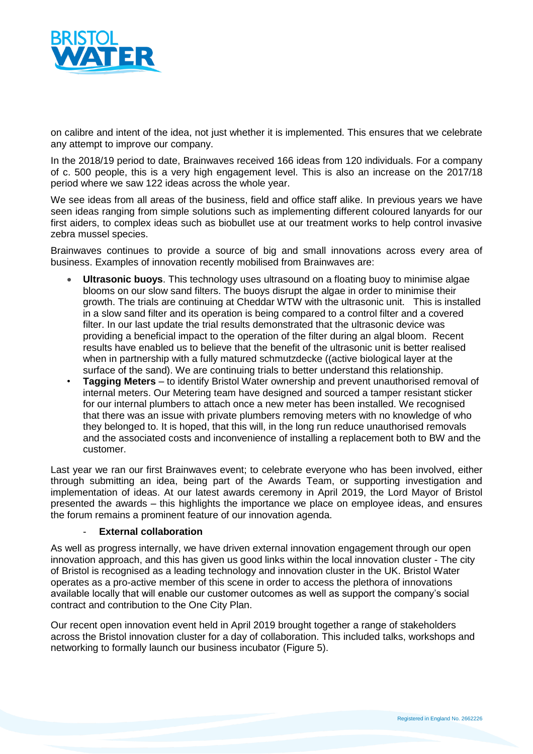on calibre and intent of the idea, not just whether it is implemented. This ensures that we celebrate any attempt to improve our company.

In the 2018/19 period to date, Brainwaves received 166 ideas from 120 individuals. For a company of c. 500 people, this is a very high engagement level. This is also an increase on the 2017/18 period where we saw 122 ideas across the whole year.

We see ideas from all areas of the business, field and office staff alike. In previous years we have seen ideas ranging from simple solutions such as implementing different coloured lanyards for our first aiders, to complex ideas such as biobullet use at our treatment works to help control invasive zebra mussel species.

Brainwaves continues to provide a source of big and small innovations across every area of business. Examples of innovation recently mobilised from Brainwaves are:

- **Ultrasonic buoys**. This technology uses ultrasound on a floating buoy to minimise algae blooms on our slow sand filters. The buoys disrupt the algae in order to minimise their growth. The trials are continuing at Cheddar WTW with the ultrasonic unit. This is installed in a slow sand filter and its operation is being compared to a control filter and a covered filter. In our last update the trial results demonstrated that the ultrasonic device was providing a beneficial impact to the operation of the filter during an algal bloom. Recent results have enabled us to believe that the benefit of the ultrasonic unit is better realised when in partnership with a fully matured schmutzdecke ((active biological layer at the surface of the sand). We are continuing trials to better understand this relationship.
- **Tagging Meters** – to identify Bristol Water ownership and prevent unauthorised removal of internal meters. Our Metering team have designed and sourced a tamper resistant sticker for our internal plumbers to attach once a new meter has been installed. We recognised that there was an issue with private plumbers removing meters with no knowledge of who they belonged to. It is hoped, that this will, in the long run reduce unauthorised removals and the associated costs and inconvenience of installing a replacement both to BW and the customer.

Last year we ran our first Brainwaves event; to celebrate everyone who has been involved, either through submitting an idea, being part of the Awards Team, or supporting investigation and implementation of ideas. At our latest awards ceremony in April 2019, the Lord Mayor of Bristol presented the awards – this highlights the importance we place on employee ideas, and ensures the forum remains a prominent feature of our innovation agenda.

- **External collaboration**

As well as progress internally, we have driven external innovation engagement through our open innovation approach, and this has given us good links within the local innovation cluster - The city of Bristol is recognised as a leading technology and innovation cluster in the UK. Bristol Water operates as a pro-active member of this scene in order to access the plethora of innovations available locally that will enable our customer outcomes as well as support the company's social contract and contribution to the One City Plan.

Our recent open innovation event held in April 2019 brought together a range of stakeholders across the Bristol innovation cluster for a day of collaboration. This included talks, workshops and networking to formally launch our business incubator (Figure 5).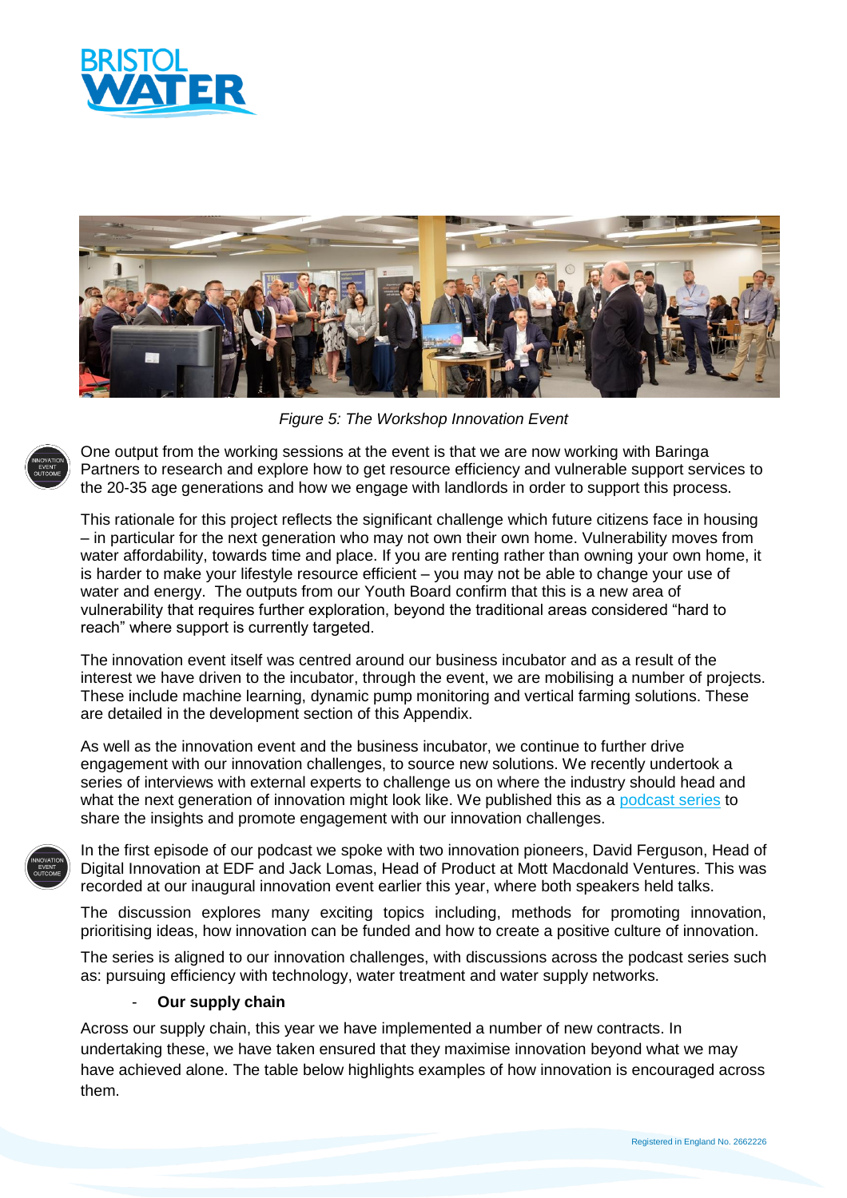*Figure 5: The Workshop Innovation Event*

One output from the working sessions at the event is that we are now working with Baringa Partners to research and explore how to get resource efficiency and vulnerable support services to the 20-35 age generations and how we engage with landlords in order to support this process.

This rationale for this project reflects the significant challenge which future citizens face in housing – in particular for the next generation who may not own their own home. Vulnerability moves from water affordability, towards time and place. If you are renting rather than owning your own home, it is harder to make your lifestyle resource efficient – you may not be able to change your use of water and energy. The outputs from our Youth Board confirm that this is a new area of vulnerability that requires further exploration, beyond the traditional areas considered "hard to reach" where support is currently targeted.

The innovation event itself was centred around our business incubator and as a result of the interest we have driven to the incubator, through the event, we are mobilising a number of projects. These include machine learning, dynamic pump monitoring and vertical farming solutions. These are detailed in the development section of this Appendix.

As well as the innovation event and the business incubator, we continue to further drive engagement with our innovation challenges, to source new solutions. We recently undertook a series of interviews with external experts to challenge us on where the industry should head and what the next generation of innovation might look like. We published this as a podcast series to share the insights and promote engagement with our innovation challenges.

In the first episode of our podcast we spoke with two innovation pioneers, David Ferguson, Head of Digital Innovation at EDF and Jack Lomas, Head of Product at Mott Macdonald Ventures. This was recorded at our inaugural innovation event earlier this year, where both speakers held talks.

The discussion explores many exciting topics including, methods for promoting innovation, prioritising ideas, how innovation can be funded and how to create a positive culture of innovation.

The series is aligned to our innovation challenges, with discussions across the podcast series such as: pursuing efficiency with technology, water treatment and water supply networks.

- **Our supply chain**

Across our supply chain, this year we have implemented a number of new contracts. In undertaking these, we have taken ensured that they maximise innovation beyond what we may have achieved alone. The table below highlights examples of how innovation is encouraged across them.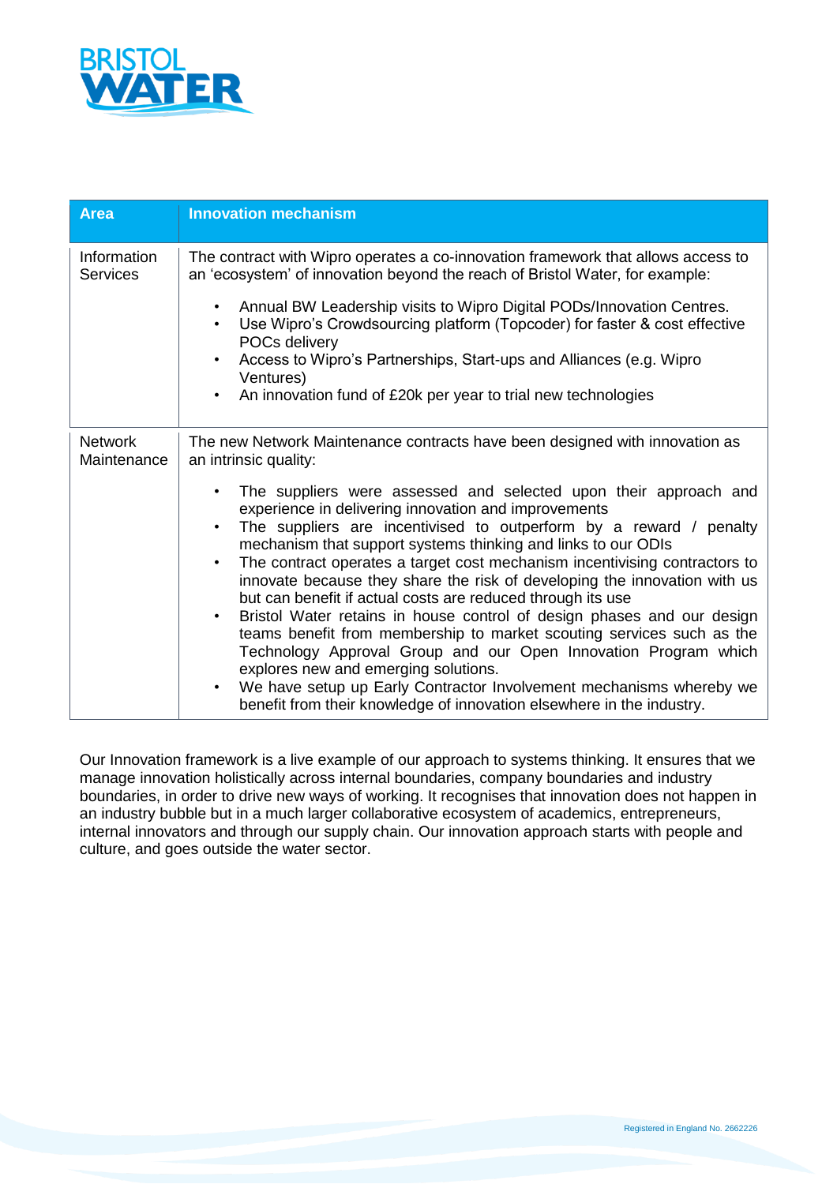| Area | Innovation mechanism |
|---|---|
| Information Services | The contract with Wipro operates a co-innovation framework that allows access to an 'ecosystem' of innovation beyond the reach of Bristol Water, for example: <br>• Annual BW Leadership visits to Wipro Digital PODs/Innovation Centres.<br>• Use Wipro's Crowdsourcing platform (Topcoder) for faster & cost effective POCs delivery<br>• Access to Wipro's Partnerships, Start-ups and Alliances (e.g. Wipro Ventures)<br>• An innovation fund of £20k per year to trial new technologies |
| Network Maintenance | The new Network Maintenance contracts have been designed with innovation as an intrinsic quality: <br>• The suppliers were assessed and selected upon their approach and experience in delivering innovation and improvements<br>• The suppliers are incentivised to outperform by a reward / penalty mechanism that support systems thinking and links to our ODIs<br>• The contract operates a target cost mechanism incentivising contractors to innovate because they share the risk of developing the innovation with us but can benefit if actual costs are reduced through its use<br>• Bristol Water retains in house control of design phases and our design teams benefit from membership to market scouting services such as the Technology Approval Group and our Open Innovation Program which explores new and emerging solutions.<br>• We have setup up Early Contractor Involvement mechanisms whereby we benefit from their knowledge of innovation elsewhere in the industry. |

Our Innovation framework is a live example of our approach to systems thinking. It ensures that we manage innovation holistically across internal boundaries, company boundaries and industry boundaries, in order to drive new ways of working. It recognises that innovation does not happen in an industry bubble but in a much larger collaborative ecosystem of academics, entrepreneurs, internal innovators and through our supply chain. Our innovation approach starts with people and culture, and goes outside the water sector.